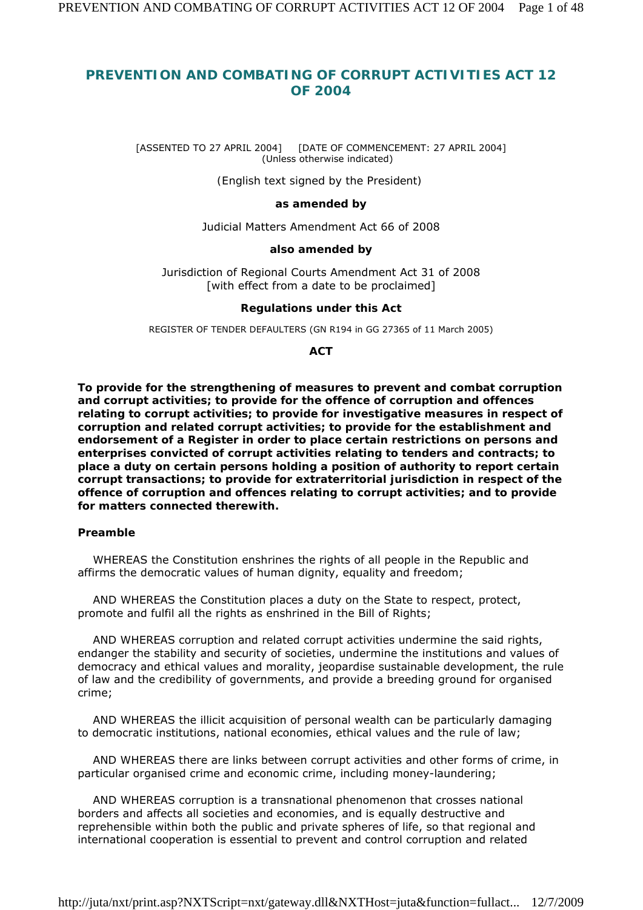# PREVENTION AND COMBATING OF CORRUPT ACTIVITIES ACT 12 OF 2004

[ASSENTED TO 27 APRIL 2004] [DATE OF COMMENCEMENT: 27 APRIL 2004]
(Unless otherwise indicated)

(English text signed by the President)

**as amended by**

Judicial Matters Amendment Act 66 of 2008

**also amended by**

Jurisdiction of Regional Courts Amendment Act 31 of 2008
[with effect from a date to be proclaimed]

**Regulations under this Act**

REGISTER OF TENDER DEFAULTERS (GN R194 in GG 27365 of 11 March 2005)

**ACT**

**To provide for the strengthening of measures to prevent and combat corruption and corrupt activities; to provide for the offence of corruption and offences relating to corrupt activities; to provide for investigative measures in respect of corruption and related corrupt activities; to provide for the establishment and endorsement of a Register in order to place certain restrictions on persons and enterprises convicted of corrupt activities relating to tenders and contracts; to place a duty on certain persons holding a position of authority to report certain corrupt transactions; to provide for extraterritorial jurisdiction in respect of the offence of corruption and offences relating to corrupt activities; and to provide for matters connected therewith.**

**Preamble**

WHEREAS the Constitution enshrines the rights of all people in the Republic and affirms the democratic values of human dignity, equality and freedom;

AND WHEREAS the Constitution places a duty on the State to respect, protect, promote and fulfil all the rights as enshrined in the Bill of Rights;

AND WHEREAS corruption and related corrupt activities undermine the said rights, endanger the stability and security of societies, undermine the institutions and values of democracy and ethical values and morality, jeopardise sustainable development, the rule of law and the credibility of governments, and provide a breeding ground for organised crime;

AND WHEREAS the illicit acquisition of personal wealth can be particularly damaging to democratic institutions, national economies, ethical values and the rule of law;

AND WHEREAS there are links between corrupt activities and other forms of crime, in particular organised crime and economic crime, including money-laundering;

AND WHEREAS corruption is a transnational phenomenon that crosses national borders and affects all societies and economies, and is equally destructive and reprehensible within both the public and private spheres of life, so that regional and international cooperation is essential to prevent and control corruption and related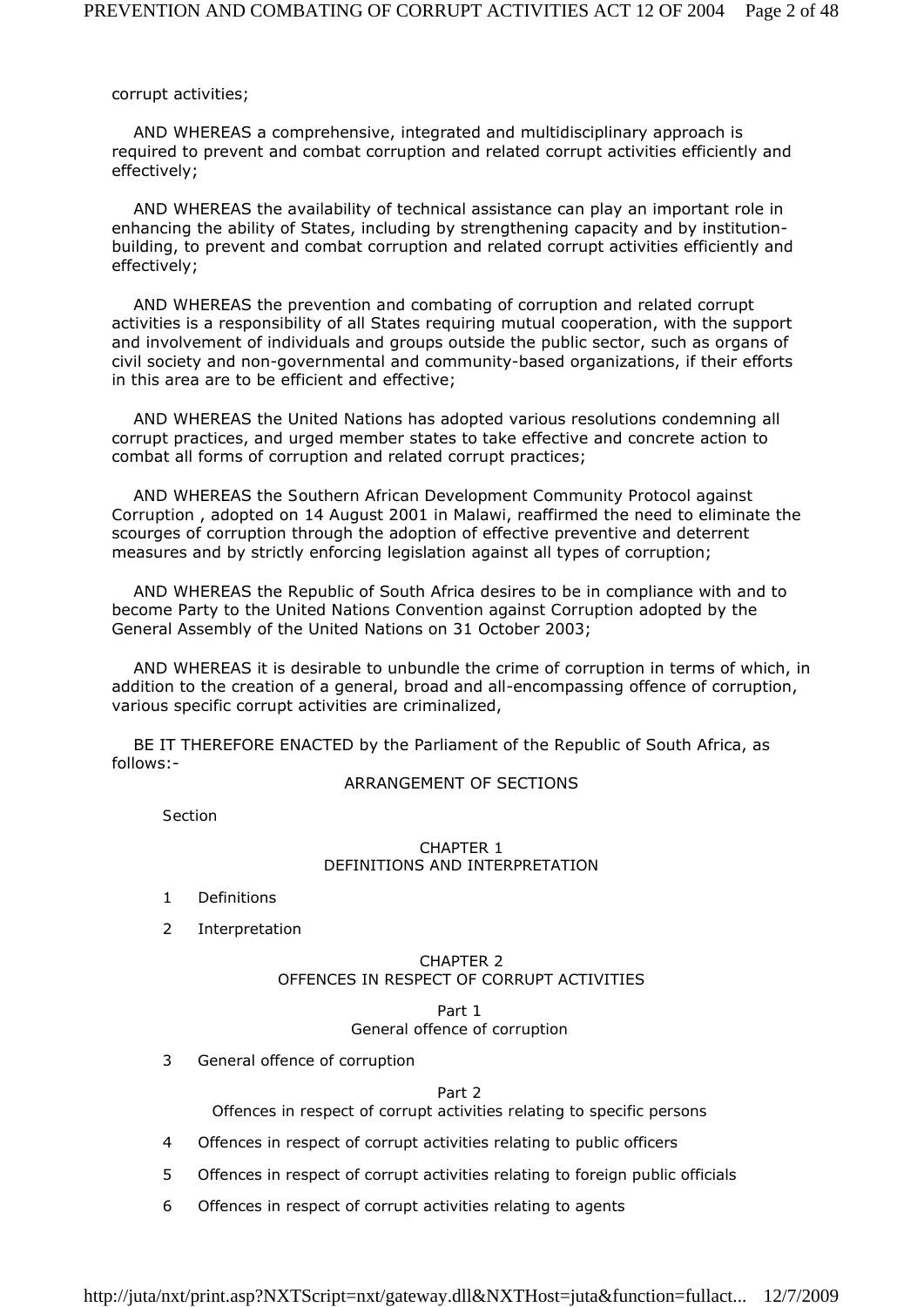corrupt activities;

AND WHEREAS a comprehensive, integrated and multidisciplinary approach is required to prevent and combat corruption and related corrupt activities efficiently and effectively;

AND WHEREAS the availability of technical assistance can play an important role in enhancing the ability of States, including by strengthening capacity and by institution-building, to prevent and combat corruption and related corrupt activities efficiently and effectively;

AND WHEREAS the prevention and combating of corruption and related corrupt activities is a responsibility of all States requiring mutual cooperation, with the support and involvement of individuals and groups outside the public sector, such as organs of civil society and non-governmental and community-based organizations, if their efforts in this area are to be efficient and effective;

AND WHEREAS the United Nations has adopted various resolutions condemning all corrupt practices, and urged member states to take effective and concrete action to combat all forms of corruption and related corrupt practices;

AND WHEREAS the Southern African Development Community Protocol against Corruption , adopted on 14 August 2001 in Malawi, reaffirmed the need to eliminate the scourges of corruption through the adoption of effective preventive and deterrent measures and by strictly enforcing legislation against all types of corruption;

AND WHEREAS the Republic of South Africa desires to be in compliance with and to become Party to the United Nations Convention against Corruption adopted by the General Assembly of the United Nations on 31 October 2003;

AND WHEREAS it is desirable to unbundle the crime of corruption in terms of which, in addition to the creation of a general, broad and all-encompassing offence of corruption, various specific corrupt activities are criminalized,

BE IT THEREFORE ENACTED by the Parliament of the Republic of South Africa, as follows:-

## ARRANGEMENT OF SECTIONS

Section

### CHAPTER 1
### DEFINITIONS AND INTERPRETATION

1 Definitions

2 Interpretation

### CHAPTER 2
### OFFENCES IN RESPECT OF CORRUPT ACTIVITIES

#### Part 1
#### General offence of corruption

3 General offence of corruption

#### Part 2
#### Offences in respect of corrupt activities relating to specific persons

4 Offences in respect of corrupt activities relating to public officers

5 Offences in respect of corrupt activities relating to foreign public officials

6 Offences in respect of corrupt activities relating to agents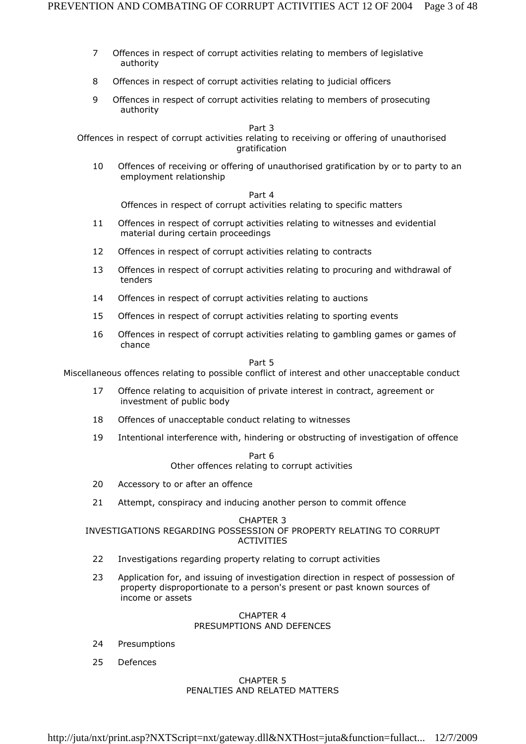7 Offences in respect of corrupt activities relating to members of legislative authority

8 Offences in respect of corrupt activities relating to judicial officers

9 Offences in respect of corrupt activities relating to members of prosecuting authority

Part 3
Offences in respect of corrupt activities relating to receiving or offering of unauthorised gratification

10 Offences of receiving or offering of unauthorised gratification by or to party to an employment relationship

Part 4
Offences in respect of corrupt activities relating to specific matters

11 Offences in respect of corrupt activities relating to witnesses and evidential material during certain proceedings

12 Offences in respect of corrupt activities relating to contracts

13 Offences in respect of corrupt activities relating to procuring and withdrawal of tenders

14 Offences in respect of corrupt activities relating to auctions

15 Offences in respect of corrupt activities relating to sporting events

16 Offences in respect of corrupt activities relating to gambling games or games of chance

Part 5
Miscellaneous offences relating to possible conflict of interest and other unacceptable conduct

17 Offence relating to acquisition of private interest in contract, agreement or investment of public body

18 Offences of unacceptable conduct relating to witnesses

19 Intentional interference with, hindering or obstructing of investigation of offence

Part 6
Other offences relating to corrupt activities

20 Accessory to or after an offence

21 Attempt, conspiracy and inducing another person to commit offence

CHAPTER 3
INVESTIGATIONS REGARDING POSSESSION OF PROPERTY RELATING TO CORRUPT ACTIVITIES

22 Investigations regarding property relating to corrupt activities

23 Application for, and issuing of investigation direction in respect of possession of property disproportionate to a person's present or past known sources of income or assets

CHAPTER 4
PRESUMPTIONS AND DEFENCES

24 Presumptions

25 Defences

CHAPTER 5
PENALTIES AND RELATED MATTERS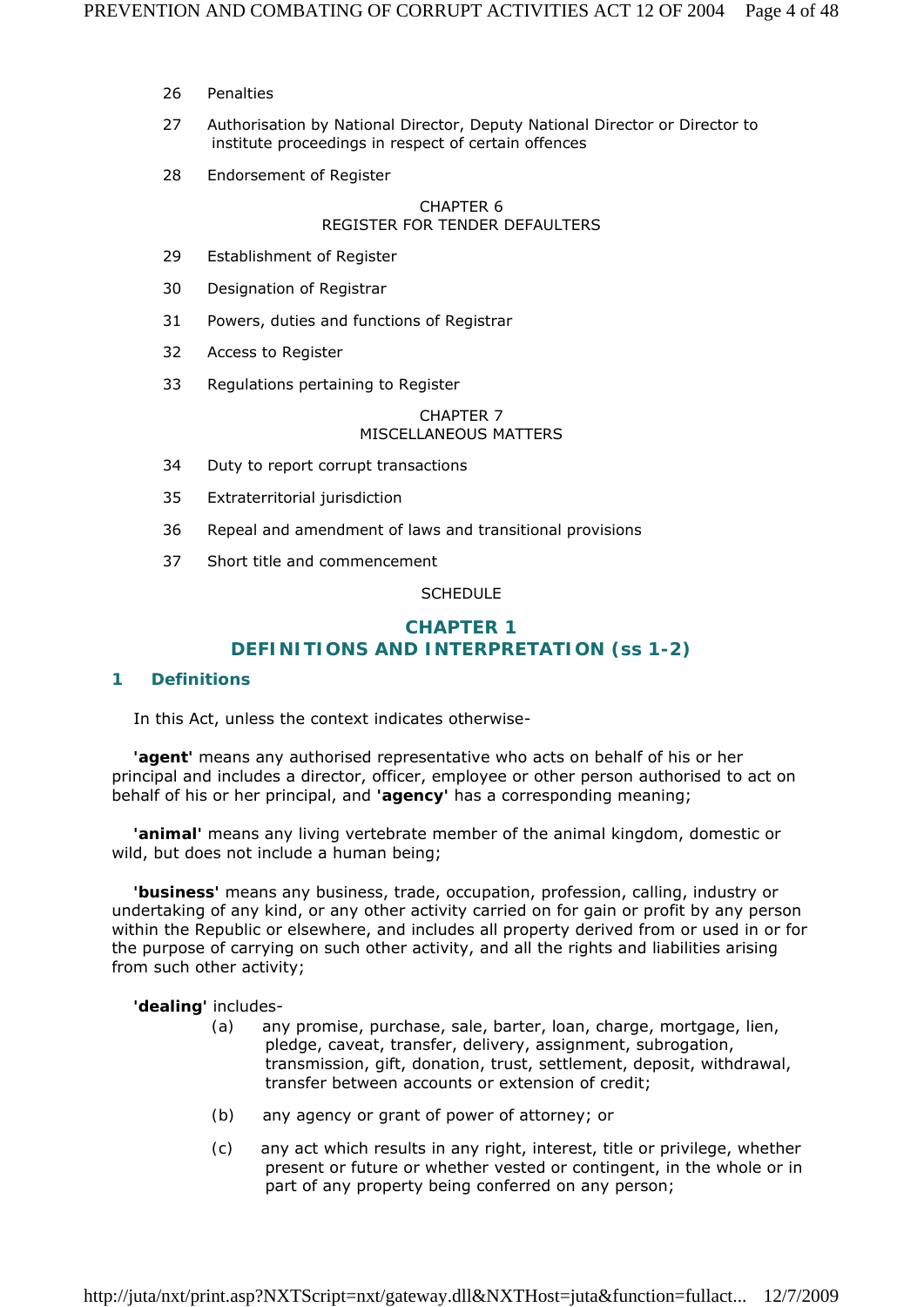26 Penalties

27 Authorisation by National Director, Deputy National Director or Director to institute proceedings in respect of certain offences

28 Endorsement of Register

CHAPTER 6
REGISTER FOR TENDER DEFAULTERS

29 Establishment of Register

30 Designation of Registrar

31 Powers, duties and functions of Registrar

32 Access to Register

33 Regulations pertaining to Register

CHAPTER 7
MISCELLANEOUS MATTERS

34 Duty to report corrupt transactions

35 Extraterritorial jurisdiction

36 Repeal and amendment of laws and transitional provisions

37 Short title and commencement

SCHEDULE

## CHAPTER 1
## DEFINITIONS AND INTERPRETATION (ss 1-2)

### 1 Definitions

In this Act, unless the context indicates otherwise-

**'agent'** means any authorised representative who acts on behalf of his or her principal and includes a director, officer, employee or other person authorised to act on behalf of his or her principal, and **'agency'** has a corresponding meaning;

**'animal'** means any living vertebrate member of the animal kingdom, domestic or wild, but does not include a human being;

**'business'** means any business, trade, occupation, profession, calling, industry or undertaking of any kind, or any other activity carried on for gain or profit by any person within the Republic or elsewhere, and includes all property derived from or used in or for the purpose of carrying on such other activity, and all the rights and liabilities arising from such other activity;

**'dealing'** includes-

(a) any promise, purchase, sale, barter, loan, charge, mortgage, lien, pledge, caveat, transfer, delivery, assignment, subrogation, transmission, gift, donation, trust, settlement, deposit, withdrawal, transfer between accounts or extension of credit;

(b) any agency or grant of power of attorney; or

(c) any act which results in any right, interest, title or privilege, whether present or future or whether vested or contingent, in the whole or in part of any property being conferred on any person;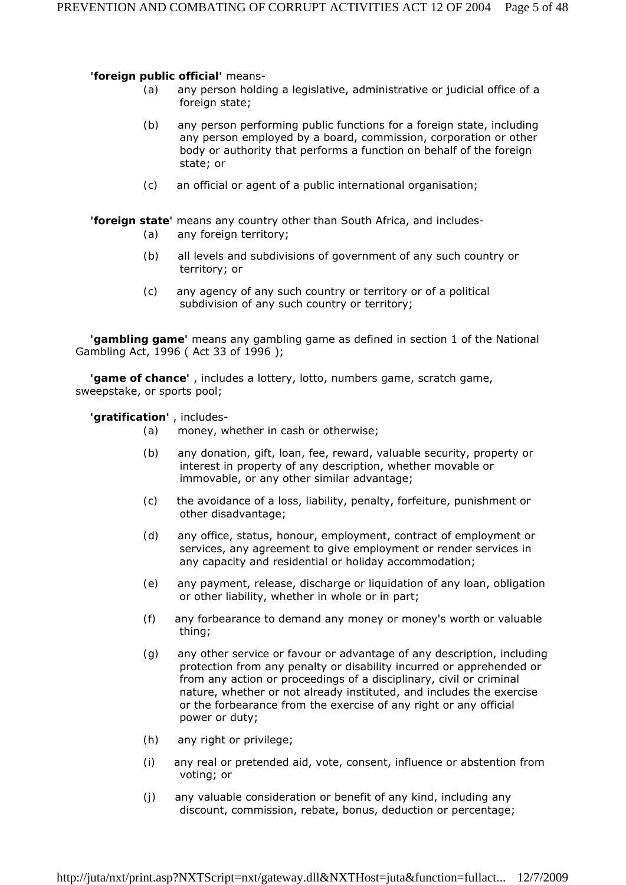**'foreign public official'** means-

(a) any person holding a legislative, administrative or judicial office of a foreign state;

(b) any person performing public functions for a foreign state, including any person employed by a board, commission, corporation or other body or authority that performs a function on behalf of the foreign state; or

(c) an official or agent of a public international organisation;

**'foreign state'** means any country other than South Africa, and includes-

(a) any foreign territory;

(b) all levels and subdivisions of government of any such country or territory; or

(c) any agency of any such country or territory or of a political subdivision of any such country or territory;

**'gambling game'** means any gambling game as defined in section 1 of the National Gambling Act, 1996 ( Act 33 of 1996 );

**'game of chance'** , includes a lottery, lotto, numbers game, scratch game, sweepstake, or sports pool;

**'gratification'** , includes-

(a) money, whether in cash or otherwise;

(b) any donation, gift, loan, fee, reward, valuable security, property or interest in property of any description, whether movable or immovable, or any other similar advantage;

(c) the avoidance of a loss, liability, penalty, forfeiture, punishment or other disadvantage;

(d) any office, status, honour, employment, contract of employment or services, any agreement to give employment or render services in any capacity and residential or holiday accommodation;

(e) any payment, release, discharge or liquidation of any loan, obligation or other liability, whether in whole or in part;

(f) any forbearance to demand any money or money's worth or valuable thing;

(g) any other service or favour or advantage of any description, including protection from any penalty or disability incurred or apprehended or from any action or proceedings of a disciplinary, civil or criminal nature, whether or not already instituted, and includes the exercise or the forbearance from the exercise of any right or any official power or duty;

(h) any right or privilege;

(i) any real or pretended aid, vote, consent, influence or abstention from voting; or

(j) any valuable consideration or benefit of any kind, including any discount, commission, rebate, bonus, deduction or percentage;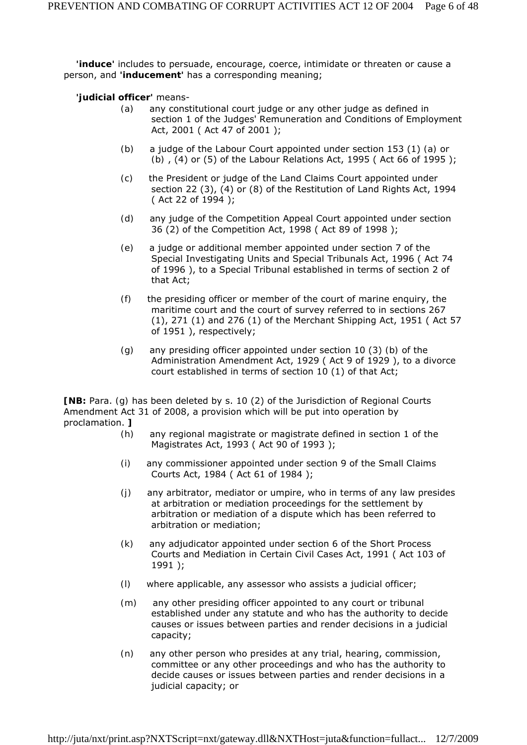**'induce'** includes to persuade, encourage, coerce, intimidate or threaten or cause a person, and **'inducement'** has a corresponding meaning;

**'judicial officer'** means-

(a) any constitutional court judge or any other judge as defined in section 1 of the Judges' Remuneration and Conditions of Employment Act, 2001 ( Act 47 of 2001 );

(b) a judge of the Labour Court appointed under section 153 (1) (a) or (b) , (4) or (5) of the Labour Relations Act, 1995 ( Act 66 of 1995 );

(c) the President or judge of the Land Claims Court appointed under section 22 (3), (4) or (8) of the Restitution of Land Rights Act, 1994 ( Act 22 of 1994 );

(d) any judge of the Competition Appeal Court appointed under section 36 (2) of the Competition Act, 1998 ( Act 89 of 1998 );

(e) a judge or additional member appointed under section 7 of the Special Investigating Units and Special Tribunals Act, 1996 ( Act 74 of 1996 ), to a Special Tribunal established in terms of section 2 of that Act;

(f) the presiding officer or member of the court of marine enquiry, the maritime court and the court of survey referred to in sections 267 (1), 271 (1) and 276 (1) of the Merchant Shipping Act, 1951 ( Act 57 of 1951 ), respectively;

(g) any presiding officer appointed under section 10 (3) (b) of the Administration Amendment Act, 1929 ( Act 9 of 1929 ), to a divorce court established in terms of section 10 (1) of that Act;

**[NB:** Para. (g) has been deleted by s. 10 (2) of the Jurisdiction of Regional Courts Amendment Act 31 of 2008, a provision which will be put into operation by proclamation. **]**

(h) any regional magistrate or magistrate defined in section 1 of the Magistrates Act, 1993 ( Act 90 of 1993 );

(i) any commissioner appointed under section 9 of the Small Claims Courts Act, 1984 ( Act 61 of 1984 );

(j) any arbitrator, mediator or umpire, who in terms of any law presides at arbitration or mediation proceedings for the settlement by arbitration or mediation of a dispute which has been referred to arbitration or mediation;

(k) any adjudicator appointed under section 6 of the Short Process Courts and Mediation in Certain Civil Cases Act, 1991 ( Act 103 of 1991 );

(l) where applicable, any assessor who assists a judicial officer;

(m) any other presiding officer appointed to any court or tribunal established under any statute and who has the authority to decide causes or issues between parties and render decisions in a judicial capacity;

(n) any other person who presides at any trial, hearing, commission, committee or any other proceedings and who has the authority to decide causes or issues between parties and render decisions in a judicial capacity; or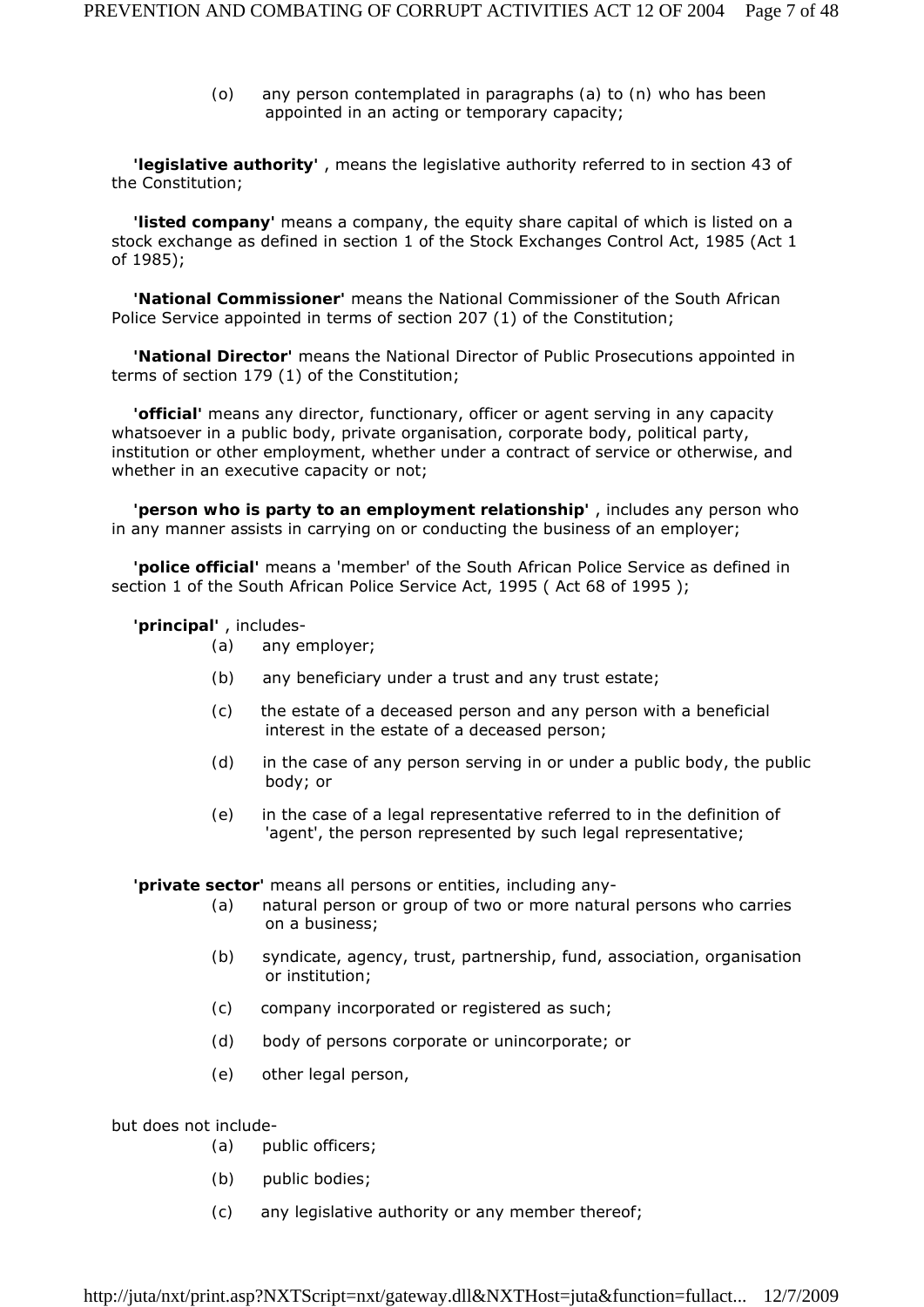(o) any person contemplated in paragraphs (a) to (n) who has been appointed in an acting or temporary capacity;

**'legislative authority'** , means the legislative authority referred to in section 43 of the Constitution;

**'listed company'** means a company, the equity share capital of which is listed on a stock exchange as defined in section 1 of the Stock Exchanges Control Act, 1985 (Act 1 of 1985);

**'National Commissioner'** means the National Commissioner of the South African Police Service appointed in terms of section 207 (1) of the Constitution;

**'National Director'** means the National Director of Public Prosecutions appointed in terms of section 179 (1) of the Constitution;

**'official'** means any director, functionary, officer or agent serving in any capacity whatsoever in a public body, private organisation, corporate body, political party, institution or other employment, whether under a contract of service or otherwise, and whether in an executive capacity or not;

**'person who is party to an employment relationship'** , includes any person who in any manner assists in carrying on or conducting the business of an employer;

**'police official'** means a 'member' of the South African Police Service as defined in section 1 of the South African Police Service Act, 1995 ( Act 68 of 1995 );

**'principal'** , includes-

(a) any employer;

(b) any beneficiary under a trust and any trust estate;

(c) the estate of a deceased person and any person with a beneficial interest in the estate of a deceased person;

(d) in the case of any person serving in or under a public body, the public body; or

(e) in the case of a legal representative referred to in the definition of 'agent', the person represented by such legal representative;

**'private sector'** means all persons or entities, including any-

(a) natural person or group of two or more natural persons who carries on a business;

(b) syndicate, agency, trust, partnership, fund, association, organisation or institution;

(c) company incorporated or registered as such;

(d) body of persons corporate or unincorporate; or

(e) other legal person,

but does not include-

(a) public officers;

(b) public bodies;

(c) any legislative authority or any member thereof;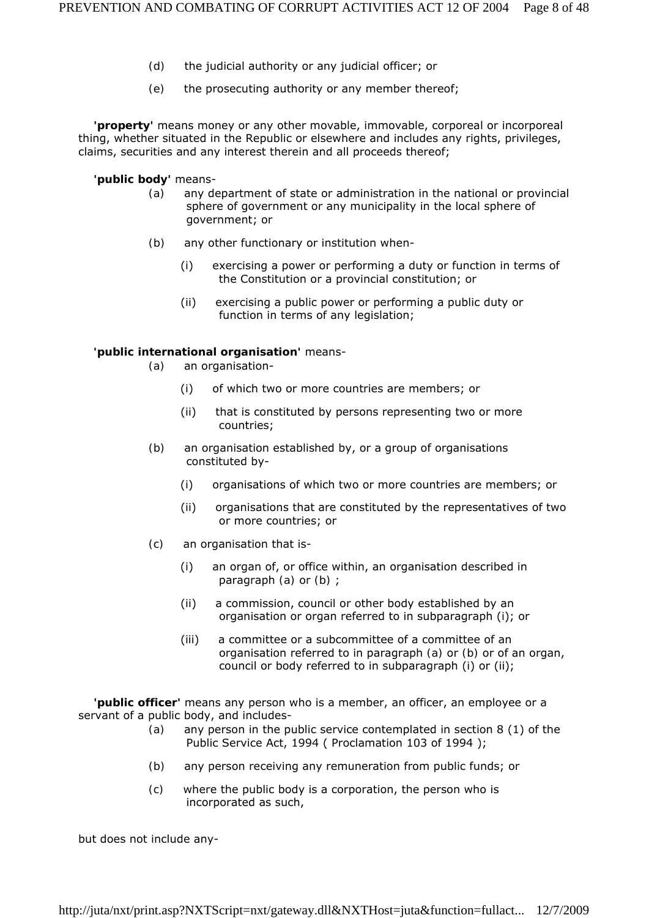(d) the judicial authority or any judicial officer; or

(e) the prosecuting authority or any member thereof;

**'property'** means money or any other movable, immovable, corporeal or incorporeal thing, whether situated in the Republic or elsewhere and includes any rights, privileges, claims, securities and any interest therein and all proceeds thereof;

**'public body'** means-

(a) any department of state or administration in the national or provincial sphere of government or any municipality in the local sphere of government; or

(b) any other functionary or institution when-

(i) exercising a power or performing a duty or function in terms of the Constitution or a provincial constitution; or

(ii) exercising a public power or performing a public duty or function in terms of any legislation;

**'public international organisation'** means-

(a) an organisation-

(i) of which two or more countries are members; or

(ii) that is constituted by persons representing two or more countries;

(b) an organisation established by, or a group of organisations constituted by-

(i) organisations of which two or more countries are members; or

(ii) organisations that are constituted by the representatives of two or more countries; or

(c) an organisation that is-

(i) an organ of, or office within, an organisation described in paragraph (a) or (b) ;

(ii) a commission, council or other body established by an organisation or organ referred to in subparagraph (i); or

(iii) a committee or a subcommittee of a committee of an organisation referred to in paragraph (a) or (b) or of an organ, council or body referred to in subparagraph (i) or (ii);

**'public officer'** means any person who is a member, an officer, an employee or a servant of a public body, and includes-

(a) any person in the public service contemplated in section 8 (1) of the Public Service Act, 1994 ( Proclamation 103 of 1994 );

(b) any person receiving any remuneration from public funds; or

(c) where the public body is a corporation, the person who is incorporated as such,

but does not include any-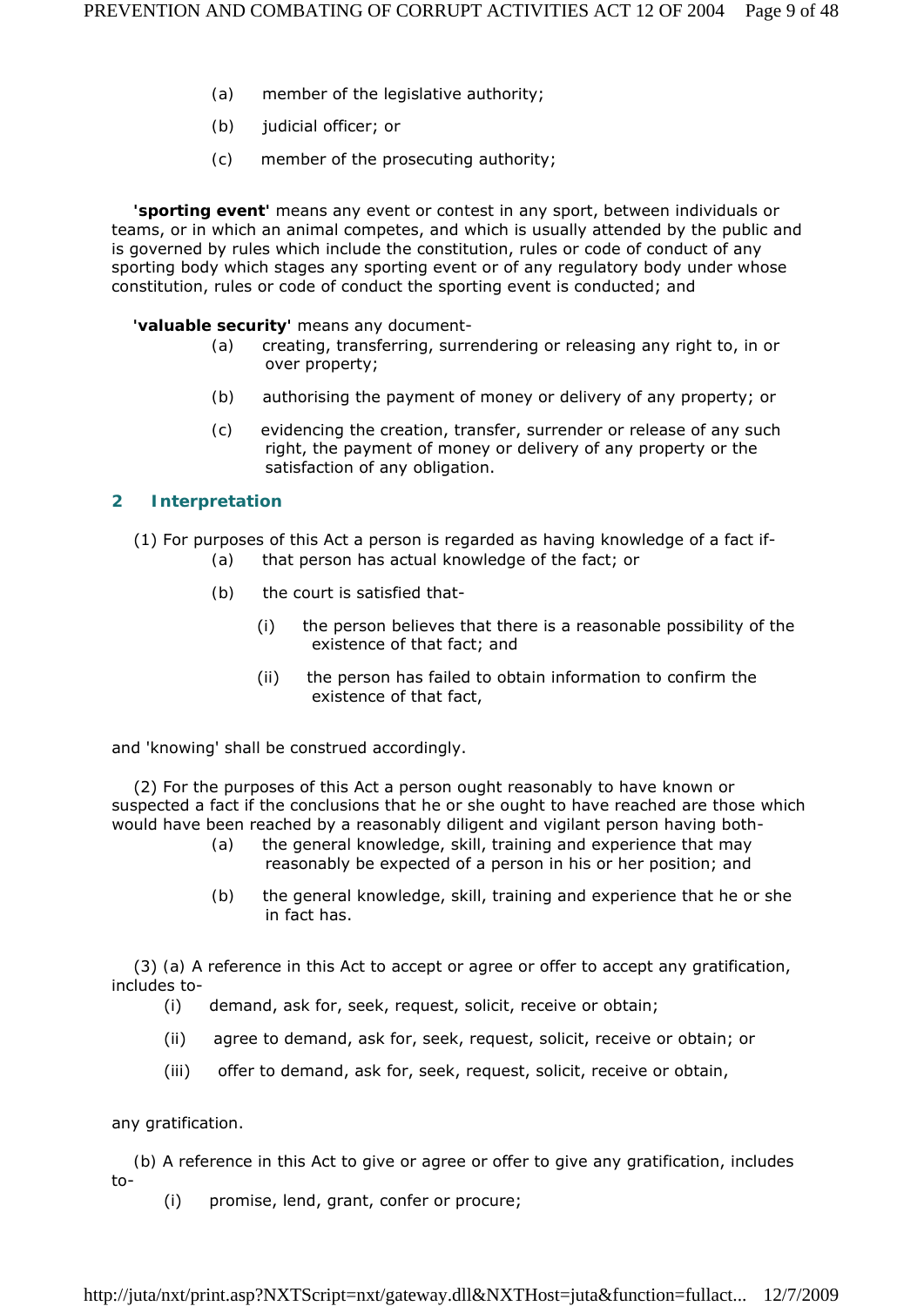(a) member of the legislative authority;

(b) judicial officer; or

(c) member of the prosecuting authority;

**'sporting event'** means any event or contest in any sport, between individuals or teams, or in which an animal competes, and which is usually attended by the public and is governed by rules which include the constitution, rules or code of conduct of any sporting body which stages any sporting event or of any regulatory body under whose constitution, rules or code of conduct the sporting event is conducted; and

**'valuable security'** means any document-

(a) creating, transferring, surrendering or releasing any right to, in or over property;

(b) authorising the payment of money or delivery of any property; or

(c) evidencing the creation, transfer, surrender or release of any such right, the payment of money or delivery of any property or the satisfaction of any obligation.

## 2 Interpretation

(1) For purposes of this Act a person is regarded as having knowledge of a fact if-

(a) that person has actual knowledge of the fact; or

(b) the court is satisfied that-

(i) the person believes that there is a reasonable possibility of the existence of that fact; and

(ii) the person has failed to obtain information to confirm the existence of that fact,

and 'knowing' shall be construed accordingly.

(2) For the purposes of this Act a person ought reasonably to have known or suspected a fact if the conclusions that he or she ought to have reached are those which would have been reached by a reasonably diligent and vigilant person having both-

(a) the general knowledge, skill, training and experience that may reasonably be expected of a person in his or her position; and

(b) the general knowledge, skill, training and experience that he or she in fact has.

(3) (a) A reference in this Act to accept or agree or offer to accept any gratification, includes to-

(i) demand, ask for, seek, request, solicit, receive or obtain;

(ii) agree to demand, ask for, seek, request, solicit, receive or obtain; or

(iii) offer to demand, ask for, seek, request, solicit, receive or obtain,

any gratification.

(b) A reference in this Act to give or agree or offer to give any gratification, includes to-

(i) promise, lend, grant, confer or procure;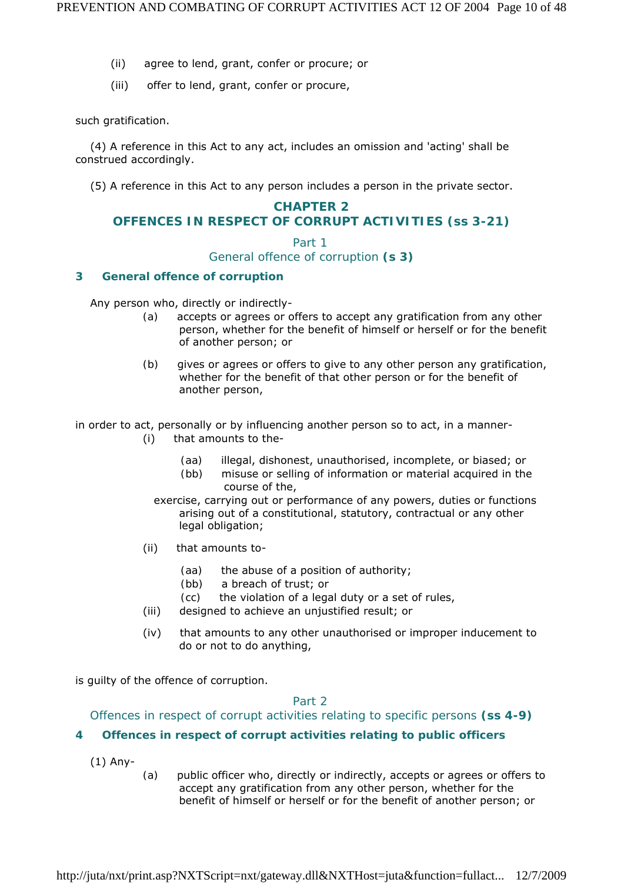(ii) agree to lend, grant, confer or procure; or

(iii) offer to lend, grant, confer or procure,

such gratification.

(4) A reference in this Act to any act, includes an omission and 'acting' shall be construed accordingly.

(5) A reference in this Act to any person includes a person in the private sector.

## CHAPTER 2
## OFFENCES IN RESPECT OF CORRUPT ACTIVITIES (ss 3-21)

### Part 1
### General offence of corruption (s 3)

#### 3 General offence of corruption

Any person who, directly or indirectly-

(a) accepts or agrees or offers to accept any gratification from any other person, whether for the benefit of himself or herself or for the benefit of another person; or

(b) gives or agrees or offers to give to any other person any gratification, whether for the benefit of that other person or for the benefit of another person,

in order to act, personally or by influencing another person so to act, in a manner-

(i) that amounts to the-

(aa) illegal, dishonest, unauthorised, incomplete, or biased; or

(bb) misuse or selling of information or material acquired in the course of the,

exercise, carrying out or performance of any powers, duties or functions arising out of a constitutional, statutory, contractual or any other legal obligation;

(ii) that amounts to-

(aa) the abuse of a position of authority;

(bb) a breach of trust; or

(cc) the violation of a legal duty or a set of rules,

(iii) designed to achieve an unjustified result; or

(iv) that amounts to any other unauthorised or improper inducement to do or not to do anything,

is guilty of the offence of corruption.

### Part 2
### Offences in respect of corrupt activities relating to specific persons (ss 4-9)

#### 4 Offences in respect of corrupt activities relating to public officers

(1) Any-

(a) public officer who, directly or indirectly, accepts or agrees or offers to accept any gratification from any other person, whether for the benefit of himself or herself or for the benefit of another person; or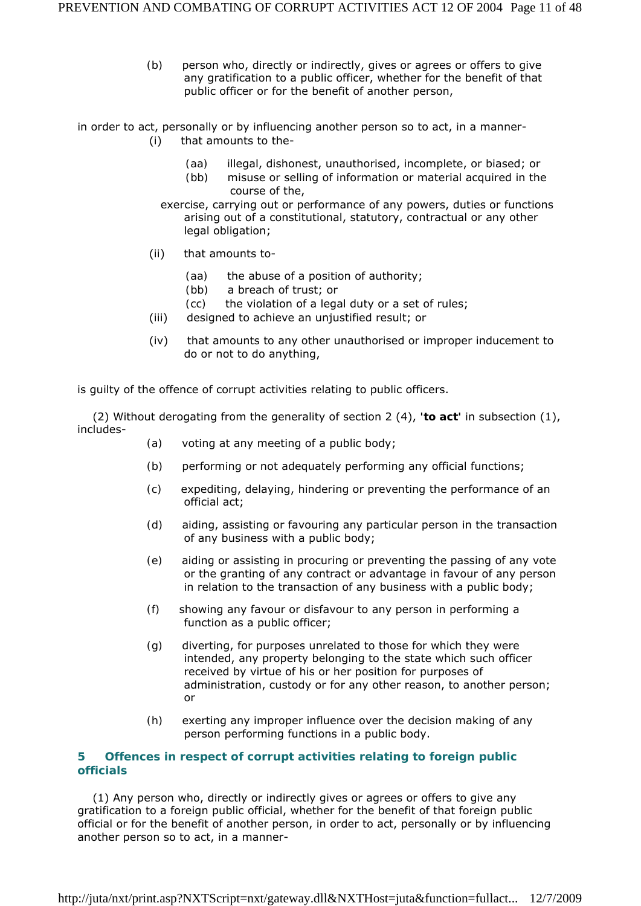(b) person who, directly or indirectly, gives or agrees or offers to give any gratification to a public officer, whether for the benefit of that public officer or for the benefit of another person,

in order to act, personally or by influencing another person so to act, in a manner-

(i) that amounts to the-

(aa) illegal, dishonest, unauthorised, incomplete, or biased; or

(bb) misuse or selling of information or material acquired in the course of the,

exercise, carrying out or performance of any powers, duties or functions arising out of a constitutional, statutory, contractual or any other legal obligation;

(ii) that amounts to-

(aa) the abuse of a position of authority;

(bb) a breach of trust; or

(cc) the violation of a legal duty or a set of rules;

(iii) designed to achieve an unjustified result; or

(iv) that amounts to any other unauthorised or improper inducement to do or not to do anything,

is guilty of the offence of corrupt activities relating to public officers.

(2) Without derogating from the generality of section 2 (4), **'to act'** in subsection (1), includes-

(a) voting at any meeting of a public body;

(b) performing or not adequately performing any official functions;

(c) expediting, delaying, hindering or preventing the performance of an official act;

(d) aiding, assisting or favouring any particular person in the transaction of any business with a public body;

(e) aiding or assisting in procuring or preventing the passing of any vote or the granting of any contract or advantage in favour of any person in relation to the transaction of any business with a public body;

(f) showing any favour or disfavour to any person in performing a function as a public officer;

(g) diverting, for purposes unrelated to those for which they were intended, any property belonging to the state which such officer received by virtue of his or her position for purposes of administration, custody or for any other reason, to another person; or

(h) exerting any improper influence over the decision making of any person performing functions in a public body.

## 5 Offences in respect of corrupt activities relating to foreign public officials

(1) Any person who, directly or indirectly gives or agrees or offers to give any gratification to a foreign public official, whether for the benefit of that foreign public official or for the benefit of another person, in order to act, personally or by influencing another person so to act, in a manner-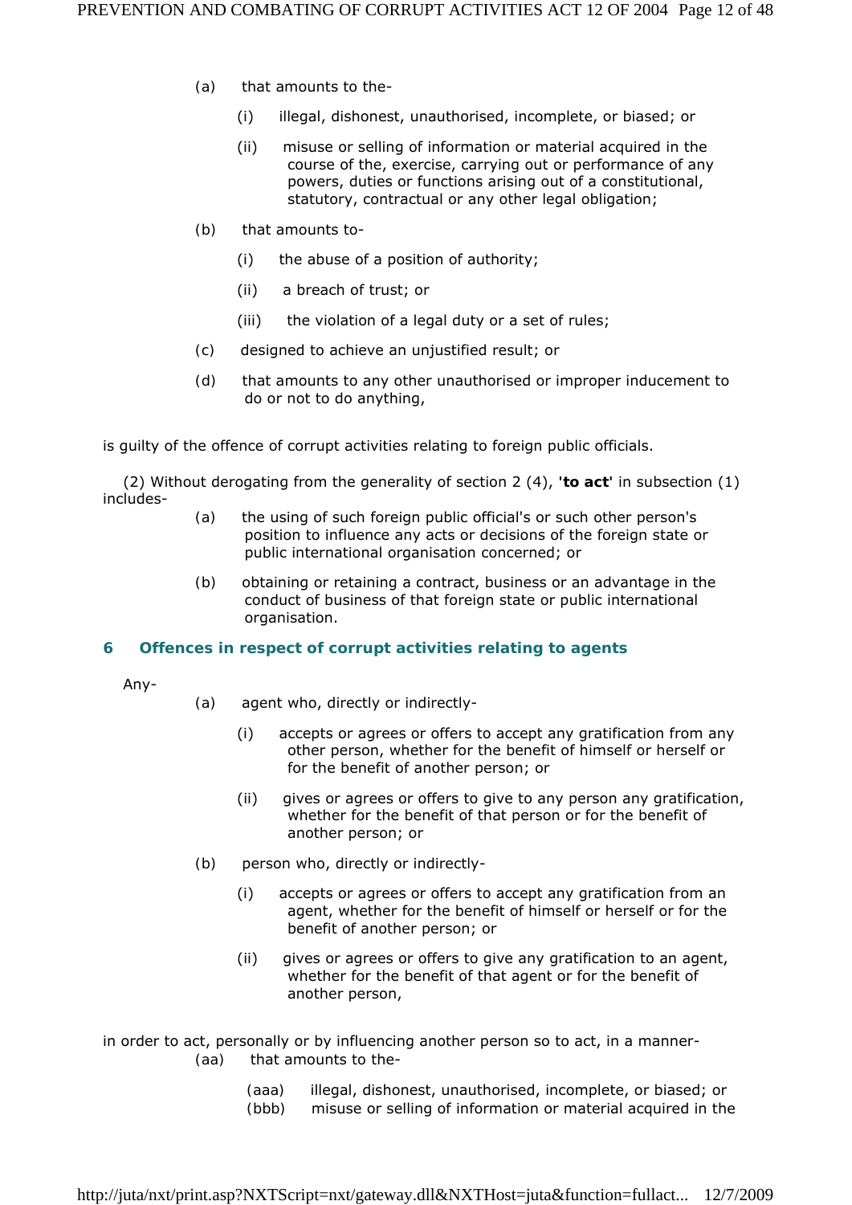(a) that amounts to the-

  (i) illegal, dishonest, unauthorised, incomplete, or biased; or

  (ii) misuse or selling of information or material acquired in the course of the, exercise, carrying out or performance of any powers, duties or functions arising out of a constitutional, statutory, contractual or any other legal obligation;

(b) that amounts to-

  (i) the abuse of a position of authority;

  (ii) a breach of trust; or

  (iii) the violation of a legal duty or a set of rules;

(c) designed to achieve an unjustified result; or

(d) that amounts to any other unauthorised or improper inducement to do or not to do anything,

is guilty of the offence of corrupt activities relating to foreign public officials.

(2) Without derogating from the generality of section 2 (4), **'to act'** in subsection (1) includes-

(a) the using of such foreign public official's or such other person's position to influence any acts or decisions of the foreign state or public international organisation concerned; or

(b) obtaining or retaining a contract, business or an advantage in the conduct of business of that foreign state or public international organisation.

### 6 Offences in respect of corrupt activities relating to agents

Any-

(a) agent who, directly or indirectly-

  (i) accepts or agrees or offers to accept any gratification from any other person, whether for the benefit of himself or herself or for the benefit of another person; or

  (ii) gives or agrees or offers to give to any person any gratification, whether for the benefit of that person or for the benefit of another person; or

(b) person who, directly or indirectly-

  (i) accepts or agrees or offers to accept any gratification from an agent, whether for the benefit of himself or herself or for the benefit of another person; or

  (ii) gives or agrees or offers to give any gratification to an agent, whether for the benefit of that agent or for the benefit of another person,

in order to act, personally or by influencing another person so to act, in a manner-

(aa) that amounts to the-

  (aaa) illegal, dishonest, unauthorised, incomplete, or biased; or

  (bbb) misuse or selling of information or material acquired in the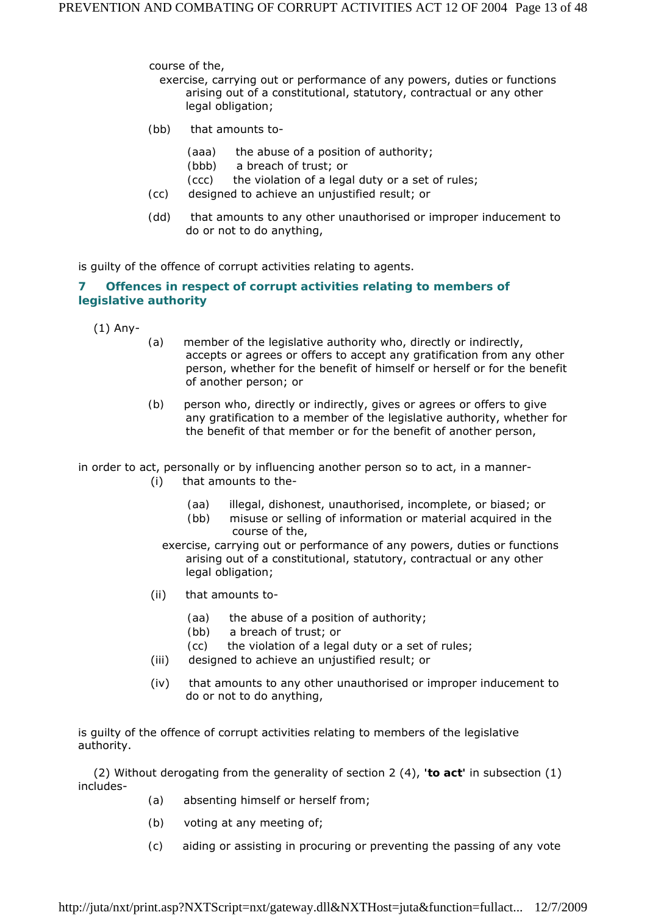course of the,

exercise, carrying out or performance of any powers, duties or functions arising out of a constitutional, statutory, contractual or any other legal obligation;

(bb) that amounts to-

(aaa) the abuse of a position of authority;
(bbb) a breach of trust; or
(ccc) the violation of a legal duty or a set of rules;

(cc) designed to achieve an unjustified result; or

(dd) that amounts to any other unauthorised or improper inducement to do or not to do anything,

is guilty of the offence of corrupt activities relating to agents.

### 7 Offences in respect of corrupt activities relating to members of legislative authority

(1) Any-

(a) member of the legislative authority who, directly or indirectly, accepts or agrees or offers to accept any gratification from any other person, whether for the benefit of himself or herself or for the benefit of another person; or

(b) person who, directly or indirectly, gives or agrees or offers to give any gratification to a member of the legislative authority, whether for the benefit of that member or for the benefit of another person,

in order to act, personally or by influencing another person so to act, in a manner-

(i) that amounts to the-

(aa) illegal, dishonest, unauthorised, incomplete, or biased; or
(bb) misuse or selling of information or material acquired in the course of the,

exercise, carrying out or performance of any powers, duties or functions arising out of a constitutional, statutory, contractual or any other legal obligation;

(ii) that amounts to-

(aa) the abuse of a position of authority;
(bb) a breach of trust; or
(cc) the violation of a legal duty or a set of rules;

(iii) designed to achieve an unjustified result; or

(iv) that amounts to any other unauthorised or improper inducement to do or not to do anything,

is guilty of the offence of corrupt activities relating to members of the legislative authority.

(2) Without derogating from the generality of section 2 (4), **'to act'** in subsection (1) includes-

(a) absenting himself or herself from;

(b) voting at any meeting of;

(c) aiding or assisting in procuring or preventing the passing of any vote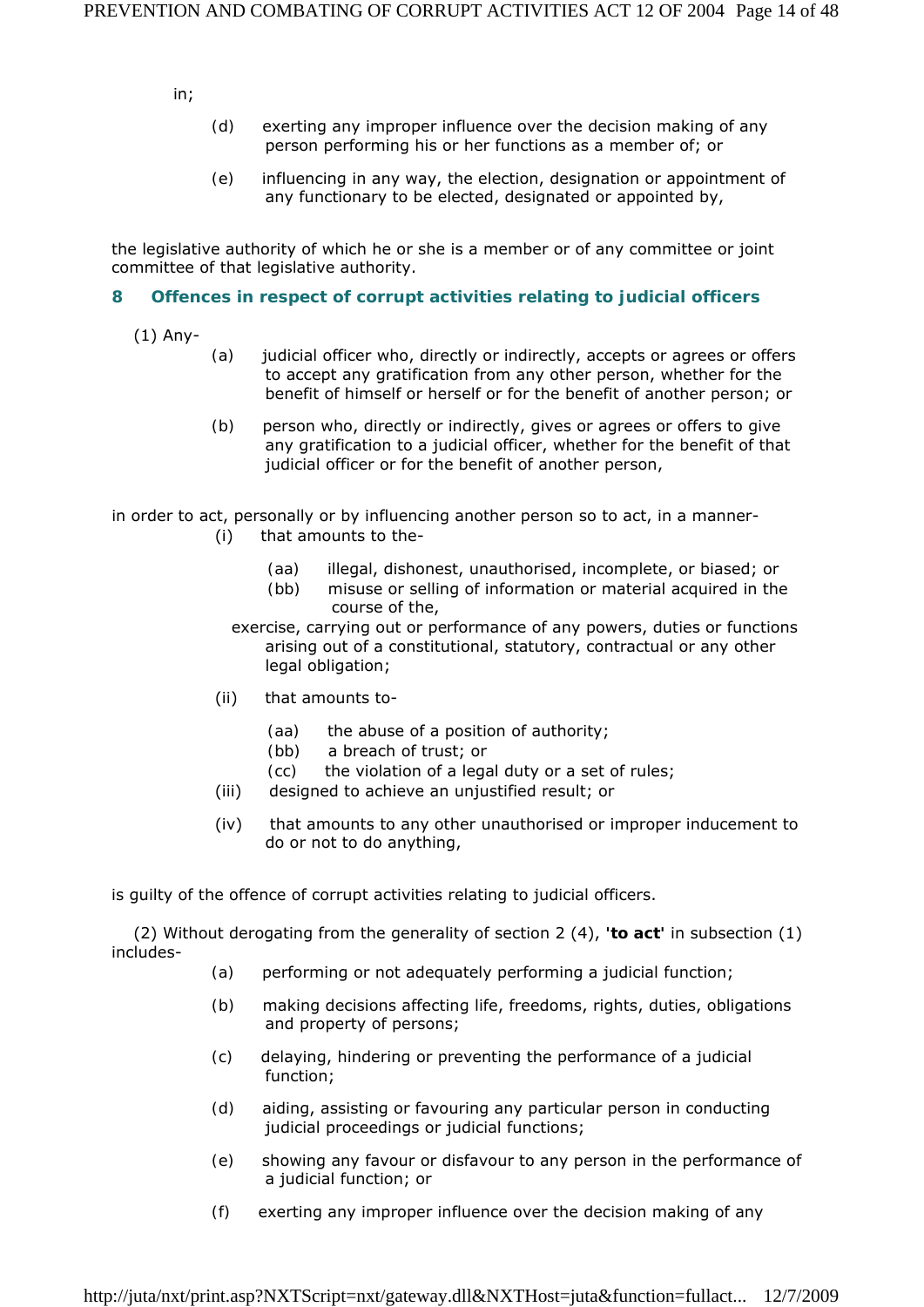in;

(d) exerting any improper influence over the decision making of any person performing his or her functions as a member of; or

(e) influencing in any way, the election, designation or appointment of any functionary to be elected, designated or appointed by,

the legislative authority of which he or she is a member or of any committee or joint committee of that legislative authority.

### 8 Offences in respect of corrupt activities relating to judicial officers

(1) Any-

(a) judicial officer who, directly or indirectly, accepts or agrees or offers to accept any gratification from any other person, whether for the benefit of himself or herself or for the benefit of another person; or

(b) person who, directly or indirectly, gives or agrees or offers to give any gratification to a judicial officer, whether for the benefit of that judicial officer or for the benefit of another person,

in order to act, personally or by influencing another person so to act, in a manner-

(i) that amounts to the-

(aa) illegal, dishonest, unauthorised, incomplete, or biased; or

(bb) misuse or selling of information or material acquired in the course of the,

exercise, carrying out or performance of any powers, duties or functions arising out of a constitutional, statutory, contractual or any other legal obligation;

(ii) that amounts to-

(aa) the abuse of a position of authority;

(bb) a breach of trust; or

(cc) the violation of a legal duty or a set of rules;

(iii) designed to achieve an unjustified result; or

(iv) that amounts to any other unauthorised or improper inducement to do or not to do anything,

is guilty of the offence of corrupt activities relating to judicial officers.

(2) Without derogating from the generality of section 2 (4), **'to act'** in subsection (1) includes-

(a) performing or not adequately performing a judicial function;

(b) making decisions affecting life, freedoms, rights, duties, obligations and property of persons;

(c) delaying, hindering or preventing the performance of a judicial function;

(d) aiding, assisting or favouring any particular person in conducting judicial proceedings or judicial functions;

(e) showing any favour or disfavour to any person in the performance of a judicial function; or

(f) exerting any improper influence over the decision making of any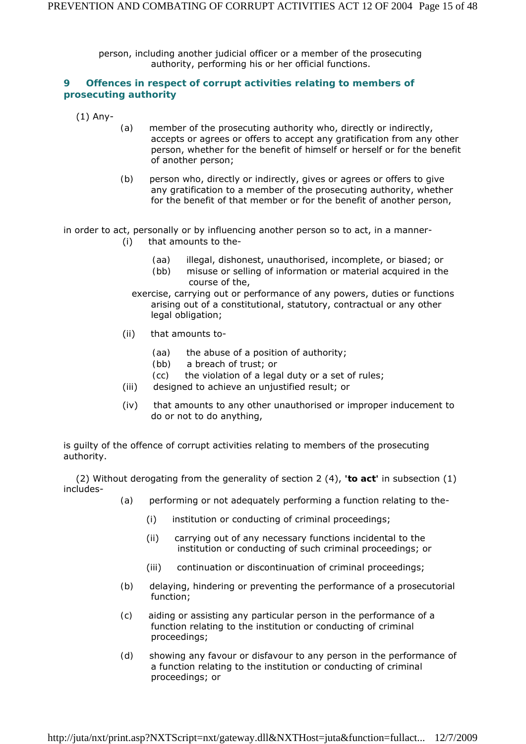person, including another judicial officer or a member of the prosecuting authority, performing his or her official functions.

### 9 Offences in respect of corrupt activities relating to members of prosecuting authority

(1) Any-

(a) member of the prosecuting authority who, directly or indirectly, accepts or agrees or offers to accept any gratification from any other person, whether for the benefit of himself or herself or for the benefit of another person;

(b) person who, directly or indirectly, gives or agrees or offers to give any gratification to a member of the prosecuting authority, whether for the benefit of that member or for the benefit of another person,

in order to act, personally or by influencing another person so to act, in a manner-

(i) that amounts to the-

(aa) illegal, dishonest, unauthorised, incomplete, or biased; or

(bb) misuse or selling of information or material acquired in the course of the,

exercise, carrying out or performance of any powers, duties or functions arising out of a constitutional, statutory, contractual or any other legal obligation;

(ii) that amounts to-

(aa) the abuse of a position of authority;

(bb) a breach of trust; or

(cc) the violation of a legal duty or a set of rules;

(iii) designed to achieve an unjustified result; or

(iv) that amounts to any other unauthorised or improper inducement to do or not to do anything,

is guilty of the offence of corrupt activities relating to members of the prosecuting authority.

(2) Without derogating from the generality of section 2 (4), **'to act'** in subsection (1) includes-

(a) performing or not adequately performing a function relating to the-

(i) institution or conducting of criminal proceedings;

(ii) carrying out of any necessary functions incidental to the institution or conducting of such criminal proceedings; or

(iii) continuation or discontinuation of criminal proceedings;

(b) delaying, hindering or preventing the performance of a prosecutorial function;

(c) aiding or assisting any particular person in the performance of a function relating to the institution or conducting of criminal proceedings;

(d) showing any favour or disfavour to any person in the performance of a function relating to the institution or conducting of criminal proceedings; or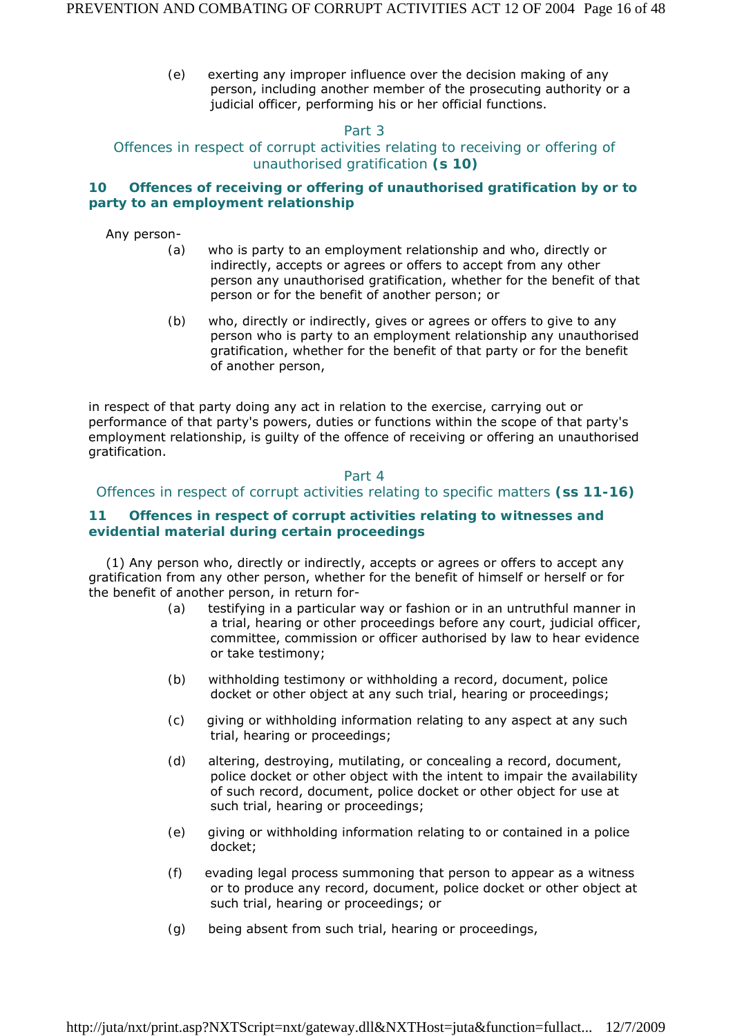(e) exerting any improper influence over the decision making of any person, including another member of the prosecuting authority or a judicial officer, performing his or her official functions.

## Part 3
## Offences in respect of corrupt activities relating to receiving or offering of unauthorised gratification **(s 10)**

### 10 Offences of receiving or offering of unauthorised gratification by or to party to an employment relationship

Any person-

(a) who is party to an employment relationship and who, directly or indirectly, accepts or agrees or offers to accept from any other person any unauthorised gratification, whether for the benefit of that person or for the benefit of another person; or

(b) who, directly or indirectly, gives or agrees or offers to give to any person who is party to an employment relationship any unauthorised gratification, whether for the benefit of that party or for the benefit of another person,

in respect of that party doing any act in relation to the exercise, carrying out or performance of that party's powers, duties or functions within the scope of that party's employment relationship, is guilty of the offence of receiving or offering an unauthorised gratification.

## Part 4
## Offences in respect of corrupt activities relating to specific matters **(ss 11-16)**

### 11 Offences in respect of corrupt activities relating to witnesses and evidential material during certain proceedings

(1) Any person who, directly or indirectly, accepts or agrees or offers to accept any gratification from any other person, whether for the benefit of himself or herself or for the benefit of another person, in return for-

(a) testifying in a particular way or fashion or in an untruthful manner in a trial, hearing or other proceedings before any court, judicial officer, committee, commission or officer authorised by law to hear evidence or take testimony;

(b) withholding testimony or withholding a record, document, police docket or other object at any such trial, hearing or proceedings;

(c) giving or withholding information relating to any aspect at any such trial, hearing or proceedings;

(d) altering, destroying, mutilating, or concealing a record, document, police docket or other object with the intent to impair the availability of such record, document, police docket or other object for use at such trial, hearing or proceedings;

(e) giving or withholding information relating to or contained in a police docket;

(f) evading legal process summoning that person to appear as a witness or to produce any record, document, police docket or other object at such trial, hearing or proceedings; or

(g) being absent from such trial, hearing or proceedings,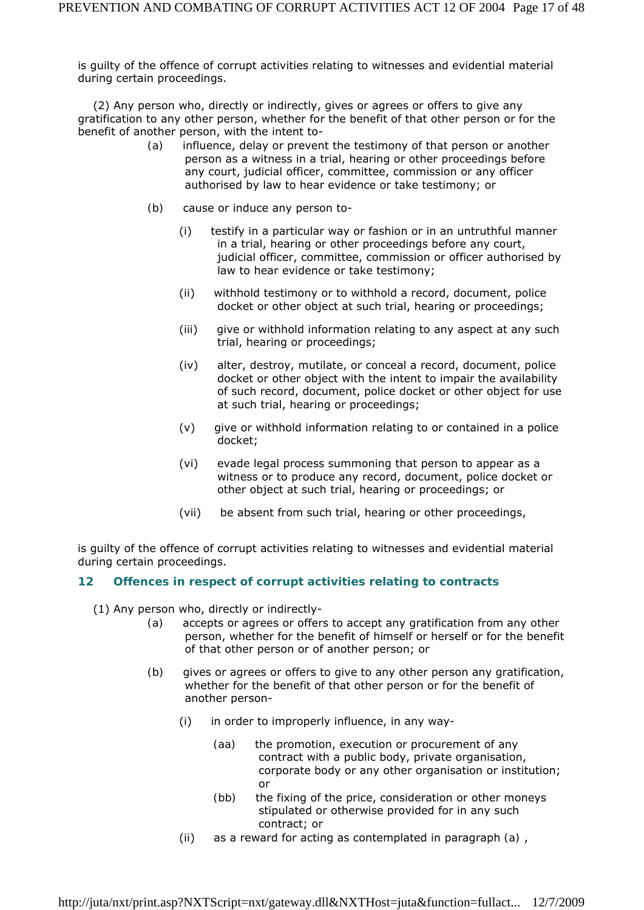is guilty of the offence of corrupt activities relating to witnesses and evidential material during certain proceedings.

(2) Any person who, directly or indirectly, gives or agrees or offers to give any gratification to any other person, whether for the benefit of that other person or for the benefit of another person, with the intent to-

(a) influence, delay or prevent the testimony of that person or another person as a witness in a trial, hearing or other proceedings before any court, judicial officer, committee, commission or any officer authorised by law to hear evidence or take testimony; or

(b) cause or induce any person to-

(i) testify in a particular way or fashion or in an untruthful manner in a trial, hearing or other proceedings before any court, judicial officer, committee, commission or officer authorised by law to hear evidence or take testimony;

(ii) withhold testimony or to withhold a record, document, police docket or other object at such trial, hearing or proceedings;

(iii) give or withhold information relating to any aspect at any such trial, hearing or proceedings;

(iv) alter, destroy, mutilate, or conceal a record, document, police docket or other object with the intent to impair the availability of such record, document, police docket or other object for use at such trial, hearing or proceedings;

(v) give or withhold information relating to or contained in a police docket;

(vi) evade legal process summoning that person to appear as a witness or to produce any record, document, police docket or other object at such trial, hearing or proceedings; or

(vii) be absent from such trial, hearing or other proceedings,

is guilty of the offence of corrupt activities relating to witnesses and evidential material during certain proceedings.

### 12 Offences in respect of corrupt activities relating to contracts

(1) Any person who, directly or indirectly-

(a) accepts or agrees or offers to accept any gratification from any other person, whether for the benefit of himself or herself or for the benefit of that other person or of another person; or

(b) gives or agrees or offers to give to any other person any gratification, whether for the benefit of that other person or for the benefit of another person-

(i) in order to improperly influence, in any way-

(aa) the promotion, execution or procurement of any contract with a public body, private organisation, corporate body or any other organisation or institution; or

(bb) the fixing of the price, consideration or other moneys stipulated or otherwise provided for in any such contract; or

(ii) as a reward for acting as contemplated in paragraph (a) ,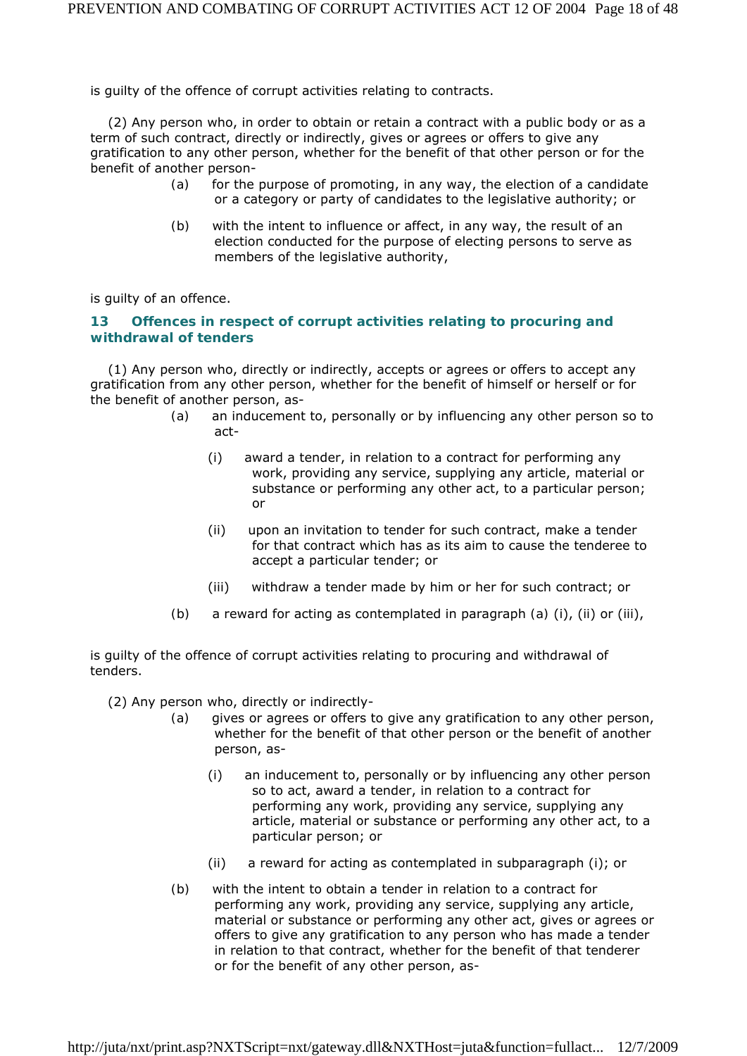is guilty of the offence of corrupt activities relating to contracts.

(2) Any person who, in order to obtain or retain a contract with a public body or as a term of such contract, directly or indirectly, gives or agrees or offers to give any gratification to any other person, whether for the benefit of that other person or for the benefit of another person-

(a) for the purpose of promoting, in any way, the election of a candidate or a category or party of candidates to the legislative authority; or

(b) with the intent to influence or affect, in any way, the result of an election conducted for the purpose of electing persons to serve as members of the legislative authority,

is guilty of an offence.

### 13 Offences in respect of corrupt activities relating to procuring and withdrawal of tenders

(1) Any person who, directly or indirectly, accepts or agrees or offers to accept any gratification from any other person, whether for the benefit of himself or herself or for the benefit of another person, as-

(a) an inducement to, personally or by influencing any other person so to act-

(i) award a tender, in relation to a contract for performing any work, providing any service, supplying any article, material or substance or performing any other act, to a particular person; or

(ii) upon an invitation to tender for such contract, make a tender for that contract which has as its aim to cause the tenderee to accept a particular tender; or

(iii) withdraw a tender made by him or her for such contract; or

(b) a reward for acting as contemplated in paragraph (a) (i), (ii) or (iii),

is guilty of the offence of corrupt activities relating to procuring and withdrawal of tenders.

(2) Any person who, directly or indirectly-

(a) gives or agrees or offers to give any gratification to any other person, whether for the benefit of that other person or the benefit of another person, as-

(i) an inducement to, personally or by influencing any other person so to act, award a tender, in relation to a contract for performing any work, providing any service, supplying any article, material or substance or performing any other act, to a particular person; or

(ii) a reward for acting as contemplated in subparagraph (i); or

(b) with the intent to obtain a tender in relation to a contract for performing any work, providing any service, supplying any article, material or substance or performing any other act, gives or agrees or offers to give any gratification to any person who has made a tender in relation to that contract, whether for the benefit of that tenderer or for the benefit of any other person, as-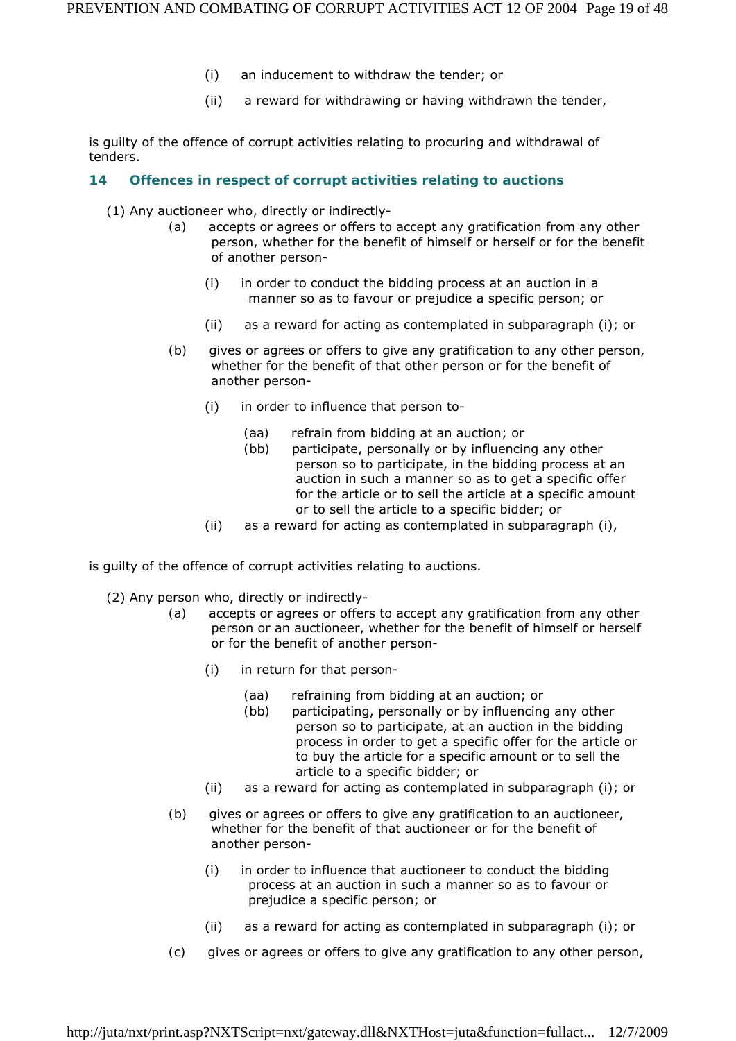(i) an inducement to withdraw the tender; or

(ii) a reward for withdrawing or having withdrawn the tender,

is guilty of the offence of corrupt activities relating to procuring and withdrawal of tenders.

### 14 Offences in respect of corrupt activities relating to auctions

(1) Any auctioneer who, directly or indirectly-

(a) accepts or agrees or offers to accept any gratification from any other person, whether for the benefit of himself or herself or for the benefit of another person-

(i) in order to conduct the bidding process at an auction in a manner so as to favour or prejudice a specific person; or

(ii) as a reward for acting as contemplated in subparagraph (i); or

(b) gives or agrees or offers to give any gratification to any other person, whether for the benefit of that other person or for the benefit of another person-

(i) in order to influence that person to-

(aa) refrain from bidding at an auction; or

(bb) participate, personally or by influencing any other person so to participate, in the bidding process at an auction in such a manner so as to get a specific offer for the article or to sell the article at a specific amount or to sell the article to a specific bidder; or

(ii) as a reward for acting as contemplated in subparagraph (i),

is guilty of the offence of corrupt activities relating to auctions.

(2) Any person who, directly or indirectly-

(a) accepts or agrees or offers to accept any gratification from any other person or an auctioneer, whether for the benefit of himself or herself or for the benefit of another person-

(i) in return for that person-

(aa) refraining from bidding at an auction; or

(bb) participating, personally or by influencing any other person so to participate, at an auction in the bidding process in order to get a specific offer for the article or to buy the article for a specific amount or to sell the article to a specific bidder; or

(ii) as a reward for acting as contemplated in subparagraph (i); or

(b) gives or agrees or offers to give any gratification to an auctioneer, whether for the benefit of that auctioneer or for the benefit of another person-

(i) in order to influence that auctioneer to conduct the bidding process at an auction in such a manner so as to favour or prejudice a specific person; or

(ii) as a reward for acting as contemplated in subparagraph (i); or

(c) gives or agrees or offers to give any gratification to any other person,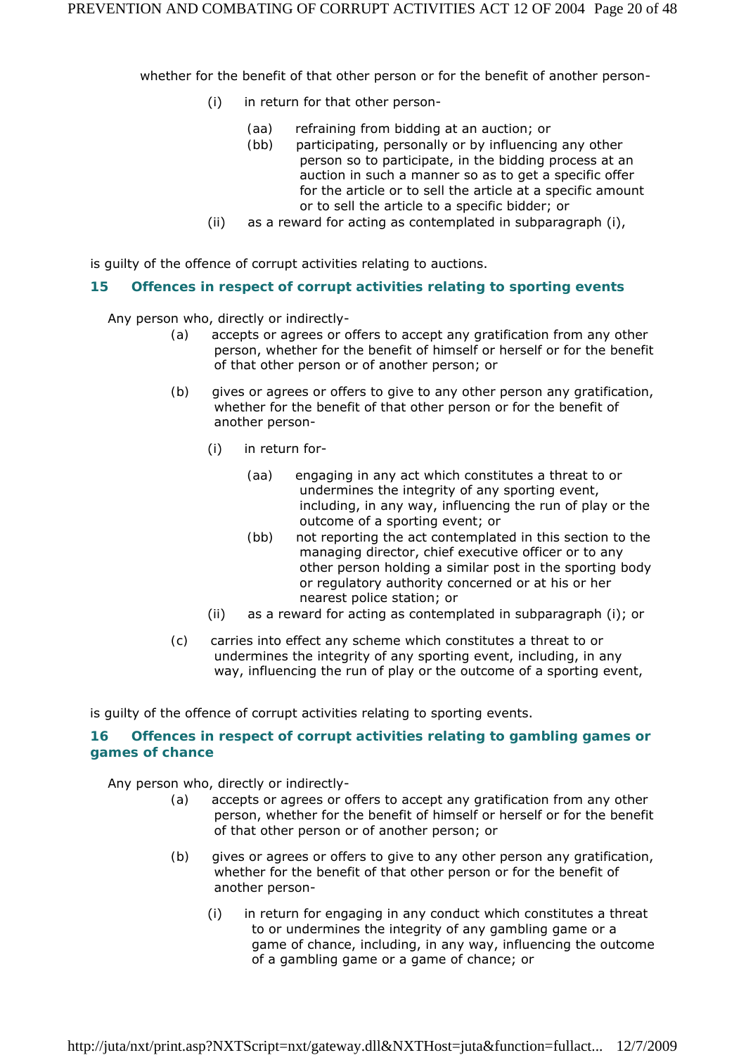whether for the benefit of that other person or for the benefit of another person-

(i) in return for that other person-

(aa) refraining from bidding at an auction; or

(bb) participating, personally or by influencing any other person so to participate, in the bidding process at an auction in such a manner so as to get a specific offer for the article or to sell the article at a specific amount or to sell the article to a specific bidder; or

(ii) as a reward for acting as contemplated in subparagraph (i),

is guilty of the offence of corrupt activities relating to auctions.

### 15 Offences in respect of corrupt activities relating to sporting events

Any person who, directly or indirectly-

(a) accepts or agrees or offers to accept any gratification from any other person, whether for the benefit of himself or herself or for the benefit of that other person or of another person; or

(b) gives or agrees or offers to give to any other person any gratification, whether for the benefit of that other person or for the benefit of another person-

(i) in return for-

(aa) engaging in any act which constitutes a threat to or undermines the integrity of any sporting event, including, in any way, influencing the run of play or the outcome of a sporting event; or

(bb) not reporting the act contemplated in this section to the managing director, chief executive officer or to any other person holding a similar post in the sporting body or regulatory authority concerned or at his or her nearest police station; or

(ii) as a reward for acting as contemplated in subparagraph (i); or

(c) carries into effect any scheme which constitutes a threat to or undermines the integrity of any sporting event, including, in any way, influencing the run of play or the outcome of a sporting event,

is guilty of the offence of corrupt activities relating to sporting events.

### 16 Offences in respect of corrupt activities relating to gambling games or games of chance

Any person who, directly or indirectly-

(a) accepts or agrees or offers to accept any gratification from any other person, whether for the benefit of himself or herself or for the benefit of that other person or of another person; or

(b) gives or agrees or offers to give to any other person any gratification, whether for the benefit of that other person or for the benefit of another person-

(i) in return for engaging in any conduct which constitutes a threat to or undermines the integrity of any gambling game or a game of chance, including, in any way, influencing the outcome of a gambling game or a game of chance; or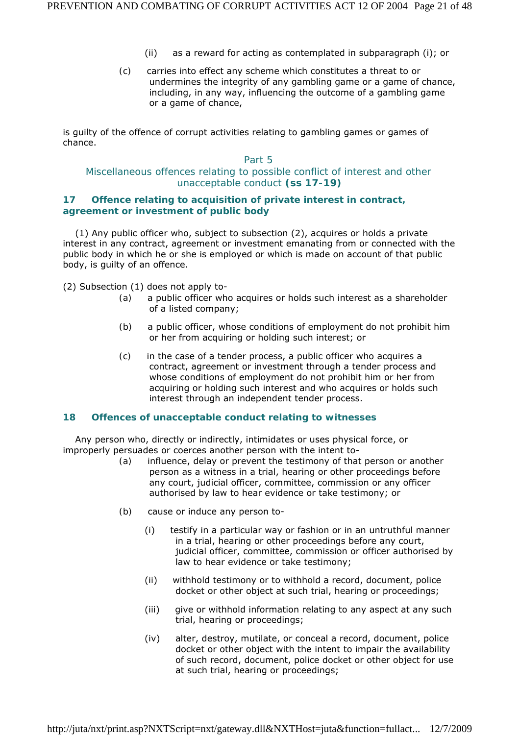(ii) as a reward for acting as contemplated in subparagraph (i); or

(c) carries into effect any scheme which constitutes a threat to or undermines the integrity of any gambling game or a game of chance, including, in any way, influencing the outcome of a gambling game or a game of chance,

is guilty of the offence of corrupt activities relating to gambling games or games of chance.

## Part 5
## Miscellaneous offences relating to possible conflict of interest and other unacceptable conduct **(ss 17-19)**

### 17 Offence relating to acquisition of private interest in contract, agreement or investment of public body

(1) Any public officer who, subject to subsection (2), acquires or holds a private interest in any contract, agreement or investment emanating from or connected with the public body in which he or she is employed or which is made on account of that public body, is guilty of an offence.

(2) Subsection (1) does not apply to-

(a) a public officer who acquires or holds such interest as a shareholder of a listed company;

(b) a public officer, whose conditions of employment do not prohibit him or her from acquiring or holding such interest; or

(c) in the case of a tender process, a public officer who acquires a contract, agreement or investment through a tender process and whose conditions of employment do not prohibit him or her from acquiring or holding such interest and who acquires or holds such interest through an independent tender process.

### 18 Offences of unacceptable conduct relating to witnesses

Any person who, directly or indirectly, intimidates or uses physical force, or improperly persuades or coerces another person with the intent to-

(a) influence, delay or prevent the testimony of that person or another person as a witness in a trial, hearing or other proceedings before any court, judicial officer, committee, commission or any officer authorised by law to hear evidence or take testimony; or

(b) cause or induce any person to-

(i) testify in a particular way or fashion or in an untruthful manner in a trial, hearing or other proceedings before any court, judicial officer, committee, commission or officer authorised by law to hear evidence or take testimony;

(ii) withhold testimony or to withhold a record, document, police docket or other object at such trial, hearing or proceedings;

(iii) give or withhold information relating to any aspect at any such trial, hearing or proceedings;

(iv) alter, destroy, mutilate, or conceal a record, document, police docket or other object with the intent to impair the availability of such record, document, police docket or other object for use at such trial, hearing or proceedings;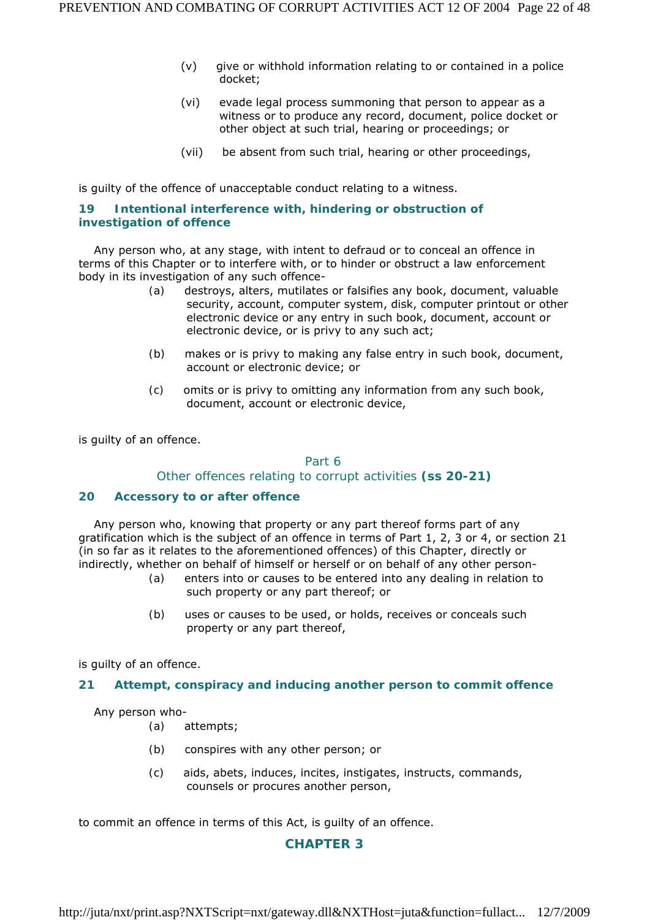(v) give or withhold information relating to or contained in a police docket;

(vi) evade legal process summoning that person to appear as a witness or to produce any record, document, police docket or other object at such trial, hearing or proceedings; or

(vii) be absent from such trial, hearing or other proceedings,

is guilty of the offence of unacceptable conduct relating to a witness.

### 19 Intentional interference with, hindering or obstruction of investigation of offence

Any person who, at any stage, with intent to defraud or to conceal an offence in terms of this Chapter or to interfere with, or to hinder or obstruct a law enforcement body in its investigation of any such offence-

(a) destroys, alters, mutilates or falsifies any book, document, valuable security, account, computer system, disk, computer printout or other electronic device or any entry in such book, document, account or electronic device, or is privy to any such act;

(b) makes or is privy to making any false entry in such book, document, account or electronic device; or

(c) omits or is privy to omitting any information from any such book, document, account or electronic device,

is guilty of an offence.

## Part 6
## Other offences relating to corrupt activities **(ss 20-21)**

### 20 Accessory to or after offence

Any person who, knowing that property or any part thereof forms part of any gratification which is the subject of an offence in terms of Part 1, 2, 3 or 4, or section 21 (in so far as it relates to the aforementioned offences) of this Chapter, directly or indirectly, whether on behalf of himself or herself or on behalf of any other person-

(a) enters into or causes to be entered into any dealing in relation to such property or any part thereof; or

(b) uses or causes to be used, or holds, receives or conceals such property or any part thereof,

is guilty of an offence.

### 21 Attempt, conspiracy and inducing another person to commit offence

Any person who-

(a) attempts;

(b) conspires with any other person; or

(c) aids, abets, induces, incites, instigates, instructs, commands, counsels or procures another person,

to commit an offence in terms of this Act, is guilty of an offence.

## CHAPTER 3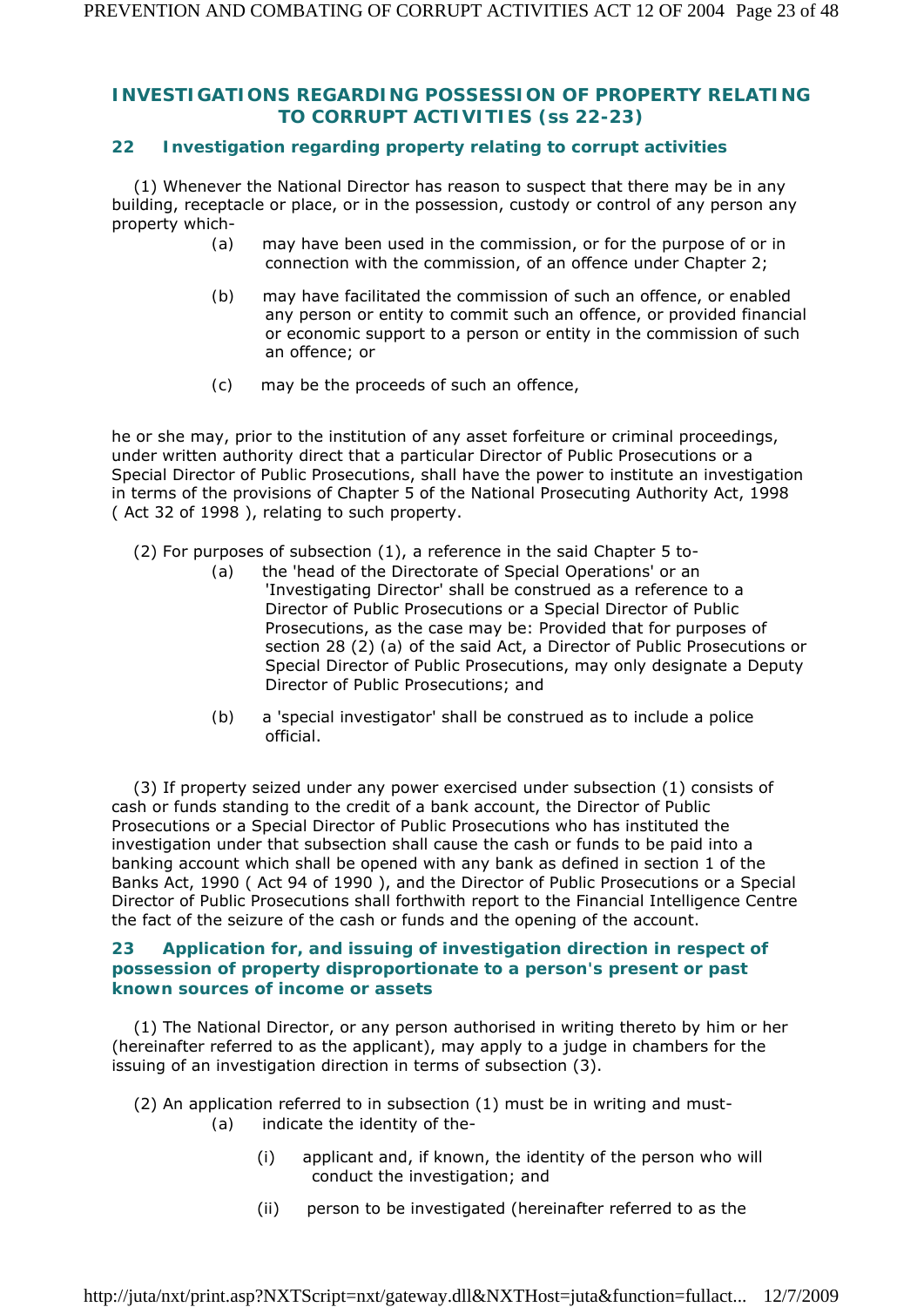## INVESTIGATIONS REGARDING POSSESSION OF PROPERTY RELATING TO CORRUPT ACTIVITIES (ss 22-23)

### 22 Investigation regarding property relating to corrupt activities

(1) Whenever the National Director has reason to suspect that there may be in any building, receptacle or place, or in the possession, custody or control of any person any property which-

(a) may have been used in the commission, or for the purpose of or in connection with the commission, of an offence under Chapter 2;

(b) may have facilitated the commission of such an offence, or enabled any person or entity to commit such an offence, or provided financial or economic support to a person or entity in the commission of such an offence; or

(c) may be the proceeds of such an offence,

he or she may, prior to the institution of any asset forfeiture or criminal proceedings, under written authority direct that a particular Director of Public Prosecutions or a Special Director of Public Prosecutions, shall have the power to institute an investigation in terms of the provisions of Chapter 5 of the National Prosecuting Authority Act, 1998 ( Act 32 of 1998 ), relating to such property.

(2) For purposes of subsection (1), a reference in the said Chapter 5 to-

(a) the 'head of the Directorate of Special Operations' or an 'Investigating Director' shall be construed as a reference to a Director of Public Prosecutions or a Special Director of Public Prosecutions, as the case may be: Provided that for purposes of section 28 (2) (a) of the said Act, a Director of Public Prosecutions or Special Director of Public Prosecutions, may only designate a Deputy Director of Public Prosecutions; and

(b) a 'special investigator' shall be construed as to include a police official.

(3) If property seized under any power exercised under subsection (1) consists of cash or funds standing to the credit of a bank account, the Director of Public Prosecutions or a Special Director of Public Prosecutions who has instituted the investigation under that subsection shall cause the cash or funds to be paid into a banking account which shall be opened with any bank as defined in section 1 of the Banks Act, 1990 ( Act 94 of 1990 ), and the Director of Public Prosecutions or a Special Director of Public Prosecutions shall forthwith report to the Financial Intelligence Centre the fact of the seizure of the cash or funds and the opening of the account.

### 23 Application for, and issuing of investigation direction in respect of possession of property disproportionate to a person's present or past known sources of income or assets

(1) The National Director, or any person authorised in writing thereto by him or her (hereinafter referred to as the applicant), may apply to a judge in chambers for the issuing of an investigation direction in terms of subsection (3).

(2) An application referred to in subsection (1) must be in writing and must-

(a) indicate the identity of the-

(i) applicant and, if known, the identity of the person who will conduct the investigation; and

(ii) person to be investigated (hereinafter referred to as the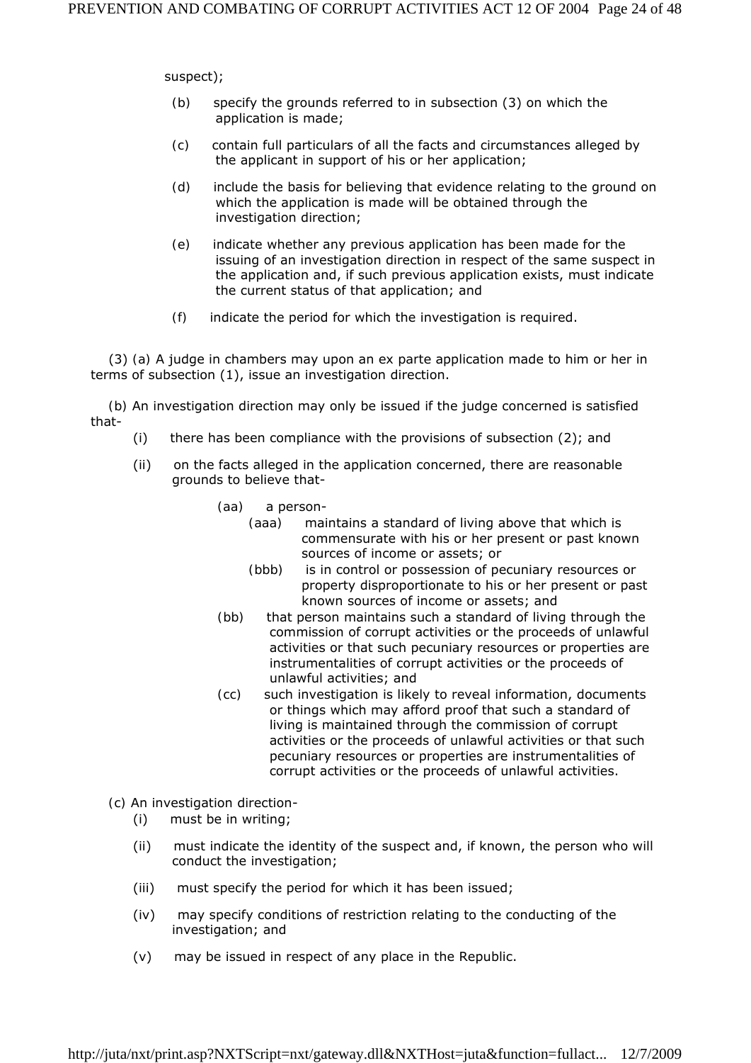suspect);

(b) specify the grounds referred to in subsection (3) on which the application is made;

(c) contain full particulars of all the facts and circumstances alleged by the applicant in support of his or her application;

(d) include the basis for believing that evidence relating to the ground on which the application is made will be obtained through the investigation direction;

(e) indicate whether any previous application has been made for the issuing of an investigation direction in respect of the same suspect in the application and, if such previous application exists, must indicate the current status of that application; and

(f) indicate the period for which the investigation is required.

(3) (a) A judge in chambers may upon an ex parte application made to him or her in terms of subsection (1), issue an investigation direction.

(b) An investigation direction may only be issued if the judge concerned is satisfied that-

(i) there has been compliance with the provisions of subsection (2); and

(ii) on the facts alleged in the application concerned, there are reasonable grounds to believe that-

(aa) a person-

(aaa) maintains a standard of living above that which is commensurate with his or her present or past known sources of income or assets; or

(bbb) is in control or possession of pecuniary resources or property disproportionate to his or her present or past known sources of income or assets; and

(bb) that person maintains such a standard of living through the commission of corrupt activities or the proceeds of unlawful activities or that such pecuniary resources or properties are instrumentalities of corrupt activities or the proceeds of unlawful activities; and

(cc) such investigation is likely to reveal information, documents or things which may afford proof that such a standard of living is maintained through the commission of corrupt activities or the proceeds of unlawful activities or that such pecuniary resources or properties are instrumentalities of corrupt activities or the proceeds of unlawful activities.

(c) An investigation direction-

(i) must be in writing;

(ii) must indicate the identity of the suspect and, if known, the person who will conduct the investigation;

(iii) must specify the period for which it has been issued;

(iv) may specify conditions of restriction relating to the conducting of the investigation; and

(v) may be issued in respect of any place in the Republic.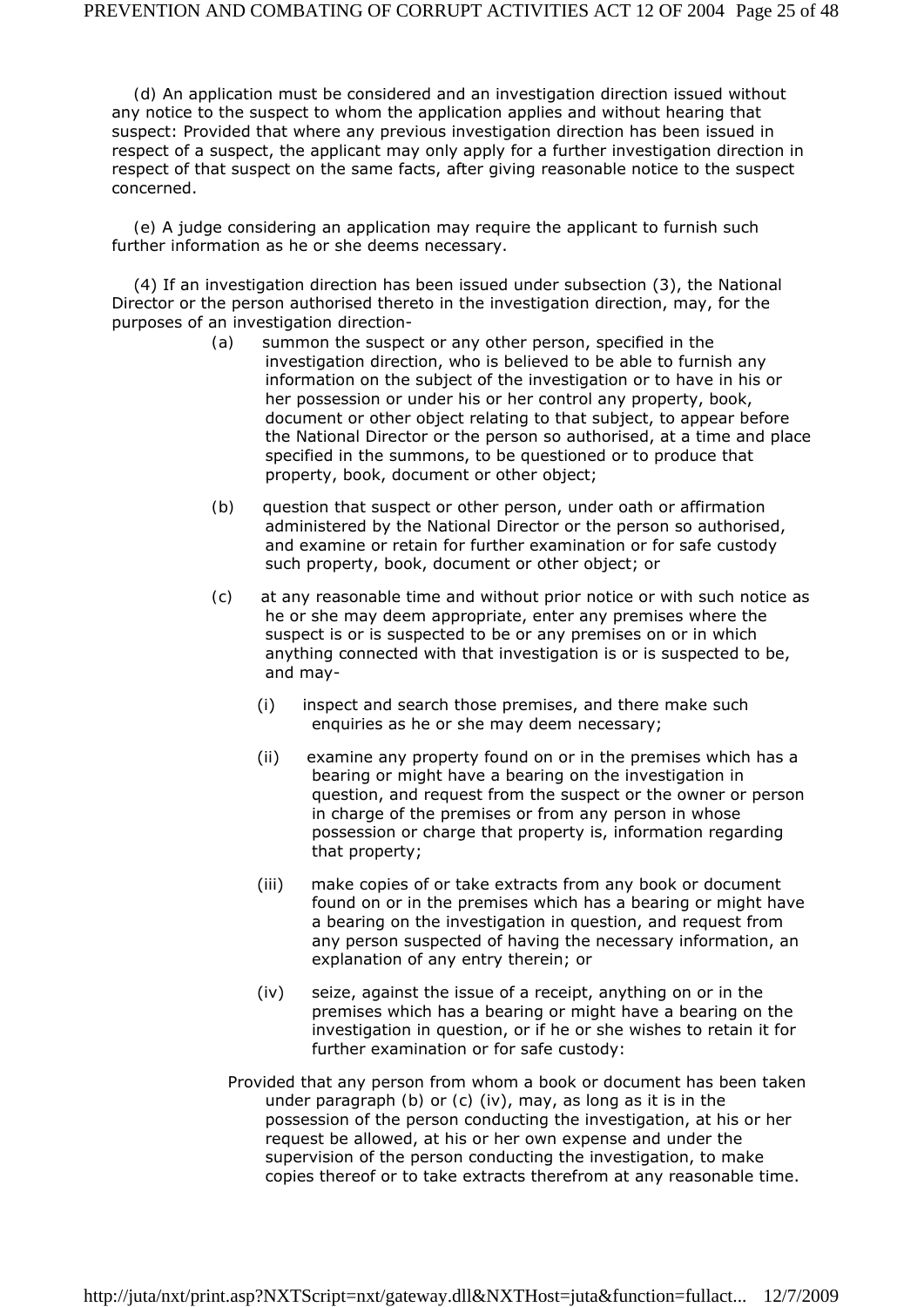(d) An application must be considered and an investigation direction issued without any notice to the suspect to whom the application applies and without hearing that suspect: Provided that where any previous investigation direction has been issued in respect of a suspect, the applicant may only apply for a further investigation direction in respect of that suspect on the same facts, after giving reasonable notice to the suspect concerned.

(e) A judge considering an application may require the applicant to furnish such further information as he or she deems necessary.

(4) If an investigation direction has been issued under subsection (3), the National Director or the person authorised thereto in the investigation direction, may, for the purposes of an investigation direction-

(a) summon the suspect or any other person, specified in the investigation direction, who is believed to be able to furnish any information on the subject of the investigation or to have in his or her possession or under his or her control any property, book, document or other object relating to that subject, to appear before the National Director or the person so authorised, at a time and place specified in the summons, to be questioned or to produce that property, book, document or other object;

(b) question that suspect or other person, under oath or affirmation administered by the National Director or the person so authorised, and examine or retain for further examination or for safe custody such property, book, document or other object; or

(c) at any reasonable time and without prior notice or with such notice as he or she may deem appropriate, enter any premises where the suspect is or is suspected to be or any premises on or in which anything connected with that investigation is or is suspected to be, and may-

(i) inspect and search those premises, and there make such enquiries as he or she may deem necessary;

(ii) examine any property found on or in the premises which has a bearing or might have a bearing on the investigation in question, and request from the suspect or the owner or person in charge of the premises or from any person in whose possession or charge that property is, information regarding that property;

(iii) make copies of or take extracts from any book or document found on or in the premises which has a bearing or might have a bearing on the investigation in question, and request from any person suspected of having the necessary information, an explanation of any entry therein; or

(iv) seize, against the issue of a receipt, anything on or in the premises which has a bearing or might have a bearing on the investigation in question, or if he or she wishes to retain it for further examination or for safe custody:

Provided that any person from whom a book or document has been taken under paragraph (b) or (c) (iv), may, as long as it is in the possession of the person conducting the investigation, at his or her request be allowed, at his or her own expense and under the supervision of the person conducting the investigation, to make copies thereof or to take extracts therefrom at any reasonable time.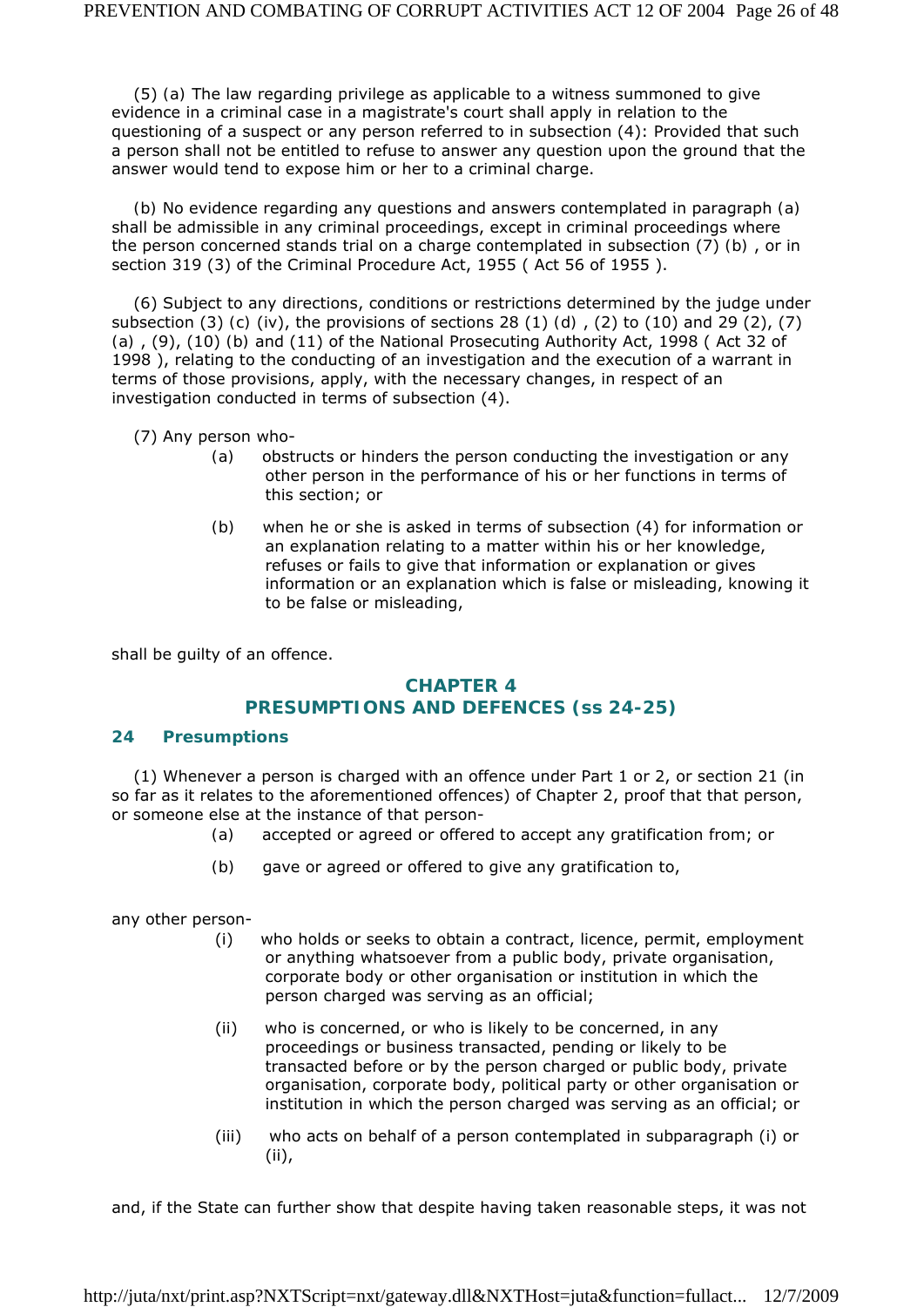(5) (a) The law regarding privilege as applicable to a witness summoned to give evidence in a criminal case in a magistrate's court shall apply in relation to the questioning of a suspect or any person referred to in subsection (4): Provided that such a person shall not be entitled to refuse to answer any question upon the ground that the answer would tend to expose him or her to a criminal charge.

(b) No evidence regarding any questions and answers contemplated in paragraph (a) shall be admissible in any criminal proceedings, except in criminal proceedings where the person concerned stands trial on a charge contemplated in subsection (7) (b) , or in section 319 (3) of the Criminal Procedure Act, 1955 ( Act 56 of 1955 ).

(6) Subject to any directions, conditions or restrictions determined by the judge under subsection (3) (c) (iv), the provisions of sections 28 (1) (d) , (2) to (10) and 29 (2), (7) (a) , (9), (10) (b) and (11) of the National Prosecuting Authority Act, 1998 ( Act 32 of 1998 ), relating to the conducting of an investigation and the execution of a warrant in terms of those provisions, apply, with the necessary changes, in respect of an investigation conducted in terms of subsection (4).

(7) Any person who-

(a) obstructs or hinders the person conducting the investigation or any other person in the performance of his or her functions in terms of this section; or

(b) when he or she is asked in terms of subsection (4) for information or an explanation relating to a matter within his or her knowledge, refuses or fails to give that information or explanation or gives information or an explanation which is false or misleading, knowing it to be false or misleading,

shall be guilty of an offence.

## CHAPTER 4
## PRESUMPTIONS AND DEFENCES (ss 24-25)

### 24 Presumptions

(1) Whenever a person is charged with an offence under Part 1 or 2, or section 21 (in so far as it relates to the aforementioned offences) of Chapter 2, proof that that person, or someone else at the instance of that person-

(a) accepted or agreed or offered to accept any gratification from; or

(b) gave or agreed or offered to give any gratification to,

any other person-

(i) who holds or seeks to obtain a contract, licence, permit, employment or anything whatsoever from a public body, private organisation, corporate body or other organisation or institution in which the person charged was serving as an official;

(ii) who is concerned, or who is likely to be concerned, in any proceedings or business transacted, pending or likely to be transacted before or by the person charged or public body, private organisation, corporate body, political party or other organisation or institution in which the person charged was serving as an official; or

(iii) who acts on behalf of a person contemplated in subparagraph (i) or (ii),

and, if the State can further show that despite having taken reasonable steps, it was not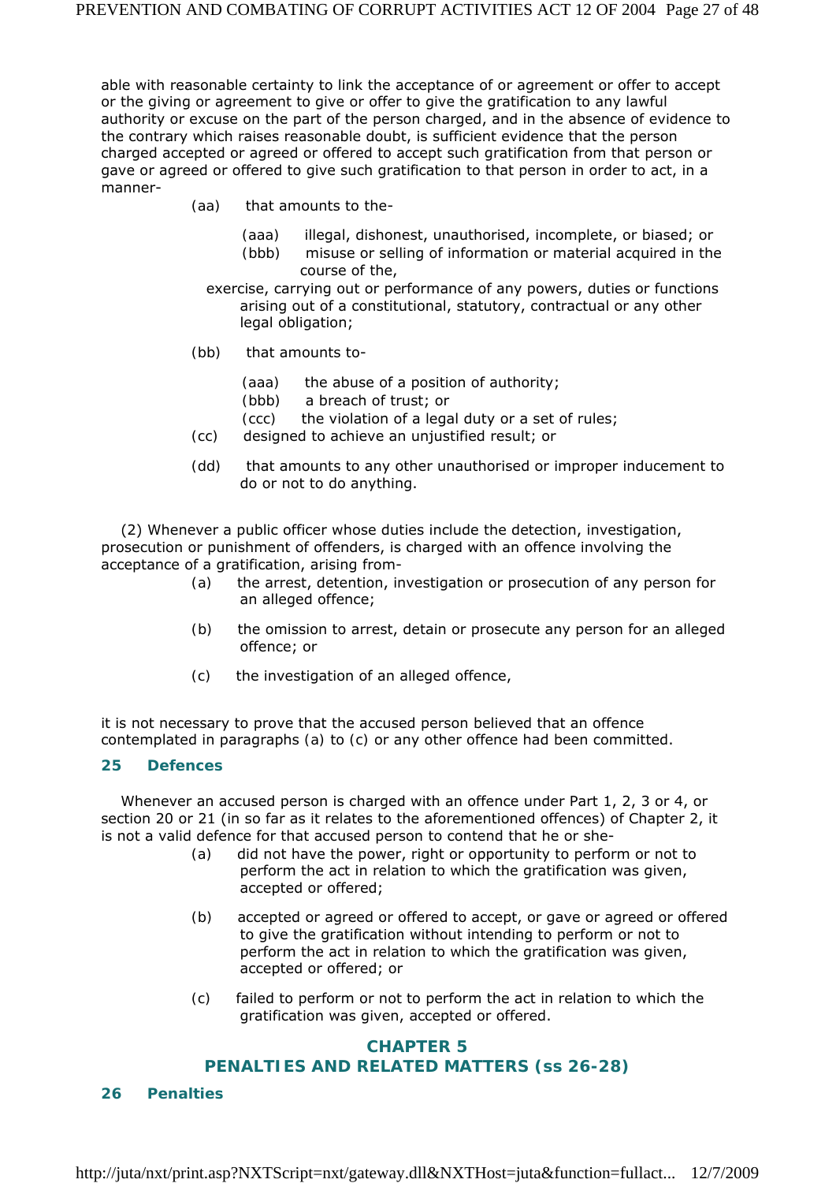able with reasonable certainty to link the acceptance of or agreement or offer to accept or the giving or agreement to give or offer to give the gratification to any lawful authority or excuse on the part of the person charged, and in the absence of evidence to the contrary which raises reasonable doubt, is sufficient evidence that the person charged accepted or agreed or offered to accept such gratification from that person or gave or agreed or offered to give such gratification to that person in order to act, in a manner-

(aa) that amounts to the-

(aaa) illegal, dishonest, unauthorised, incomplete, or biased; or

(bbb) misuse or selling of information or material acquired in the course of the,

exercise, carrying out or performance of any powers, duties or functions arising out of a constitutional, statutory, contractual or any other legal obligation;

(bb) that amounts to-

(aaa) the abuse of a position of authority;

(bbb) a breach of trust; or

(ccc) the violation of a legal duty or a set of rules;

(cc) designed to achieve an unjustified result; or

(dd) that amounts to any other unauthorised or improper inducement to do or not to do anything.

(2) Whenever a public officer whose duties include the detection, investigation, prosecution or punishment of offenders, is charged with an offence involving the acceptance of a gratification, arising from-

(a) the arrest, detention, investigation or prosecution of any person for an alleged offence;

(b) the omission to arrest, detain or prosecute any person for an alleged offence; or

(c) the investigation of an alleged offence,

it is not necessary to prove that the accused person believed that an offence contemplated in paragraphs (a) to (c) or any other offence had been committed.

### 25 Defences

Whenever an accused person is charged with an offence under Part 1, 2, 3 or 4, or section 20 or 21 (in so far as it relates to the aforementioned offences) of Chapter 2, it is not a valid defence for that accused person to contend that he or she-

(a) did not have the power, right or opportunity to perform or not to perform the act in relation to which the gratification was given, accepted or offered;

(b) accepted or agreed or offered to accept, or gave or agreed or offered to give the gratification without intending to perform or not to perform the act in relation to which the gratification was given, accepted or offered; or

(c) failed to perform or not to perform the act in relation to which the gratification was given, accepted or offered.

## CHAPTER 5
## PENALTIES AND RELATED MATTERS (ss 26-28)

### 26 Penalties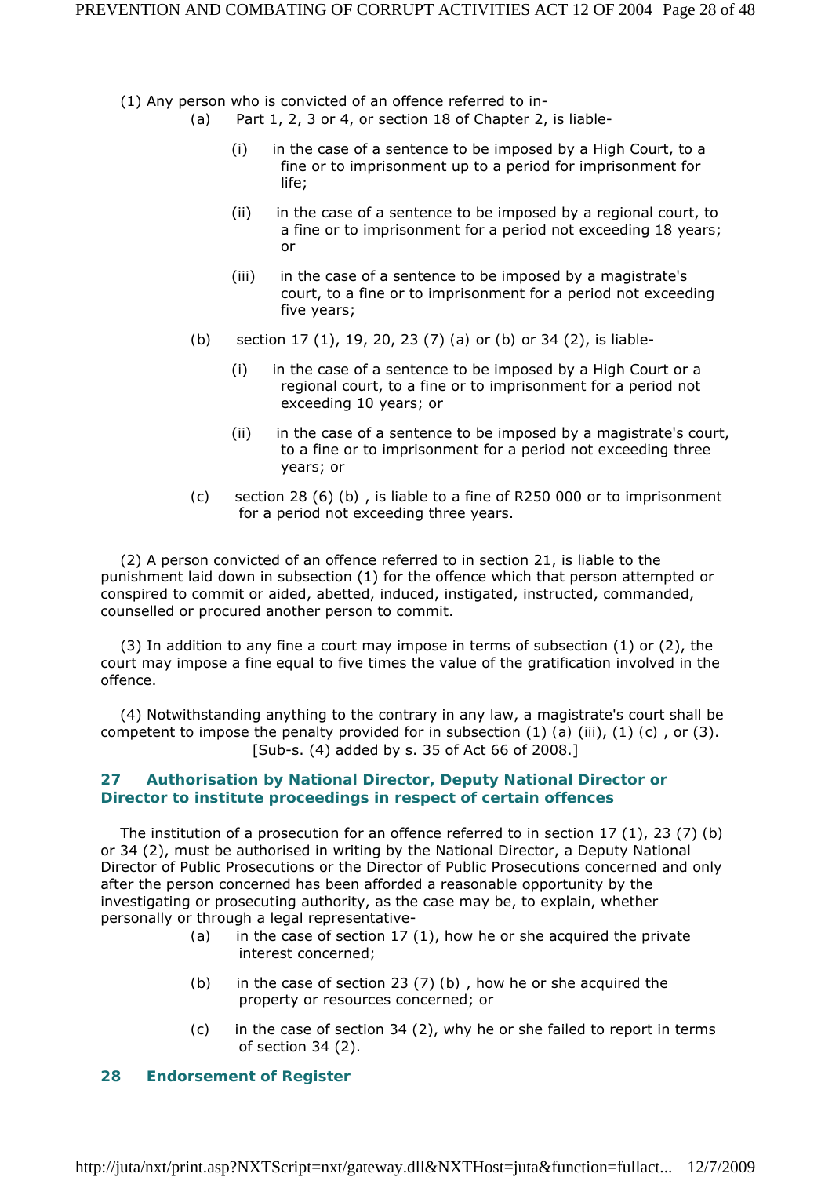(1) Any person who is convicted of an offence referred to in-

(a) Part 1, 2, 3 or 4, or section 18 of Chapter 2, is liable-

(i) in the case of a sentence to be imposed by a High Court, to a fine or to imprisonment up to a period for imprisonment for life;

(ii) in the case of a sentence to be imposed by a regional court, to a fine or to imprisonment for a period not exceeding 18 years; or

(iii) in the case of a sentence to be imposed by a magistrate's court, to a fine or to imprisonment for a period not exceeding five years;

(b) section 17 (1), 19, 20, 23 (7) (a) or (b) or 34 (2), is liable-

(i) in the case of a sentence to be imposed by a High Court or a regional court, to a fine or to imprisonment for a period not exceeding 10 years; or

(ii) in the case of a sentence to be imposed by a magistrate's court, to a fine or to imprisonment for a period not exceeding three years; or

(c) section 28 (6) (b) , is liable to a fine of R250 000 or to imprisonment for a period not exceeding three years.

(2) A person convicted of an offence referred to in section 21, is liable to the punishment laid down in subsection (1) for the offence which that person attempted or conspired to commit or aided, abetted, induced, instigated, instructed, commanded, counselled or procured another person to commit.

(3) In addition to any fine a court may impose in terms of subsection (1) or (2), the court may impose a fine equal to five times the value of the gratification involved in the offence.

(4) Notwithstanding anything to the contrary in any law, a magistrate's court shall be competent to impose the penalty provided for in subsection (1) (a) (iii), (1) (c) , or (3).
[Sub-s. (4) added by s. 35 of Act 66 of 2008.]

### 27 Authorisation by National Director, Deputy National Director or Director to institute proceedings in respect of certain offences

The institution of a prosecution for an offence referred to in section 17 (1), 23 (7) (b) or 34 (2), must be authorised in writing by the National Director, a Deputy National Director of Public Prosecutions or the Director of Public Prosecutions concerned and only after the person concerned has been afforded a reasonable opportunity by the investigating or prosecuting authority, as the case may be, to explain, whether personally or through a legal representative-

(a) in the case of section 17 (1), how he or she acquired the private interest concerned;

(b) in the case of section 23 (7) (b) , how he or she acquired the property or resources concerned; or

(c) in the case of section 34 (2), why he or she failed to report in terms of section 34 (2).

### 28 Endorsement of Register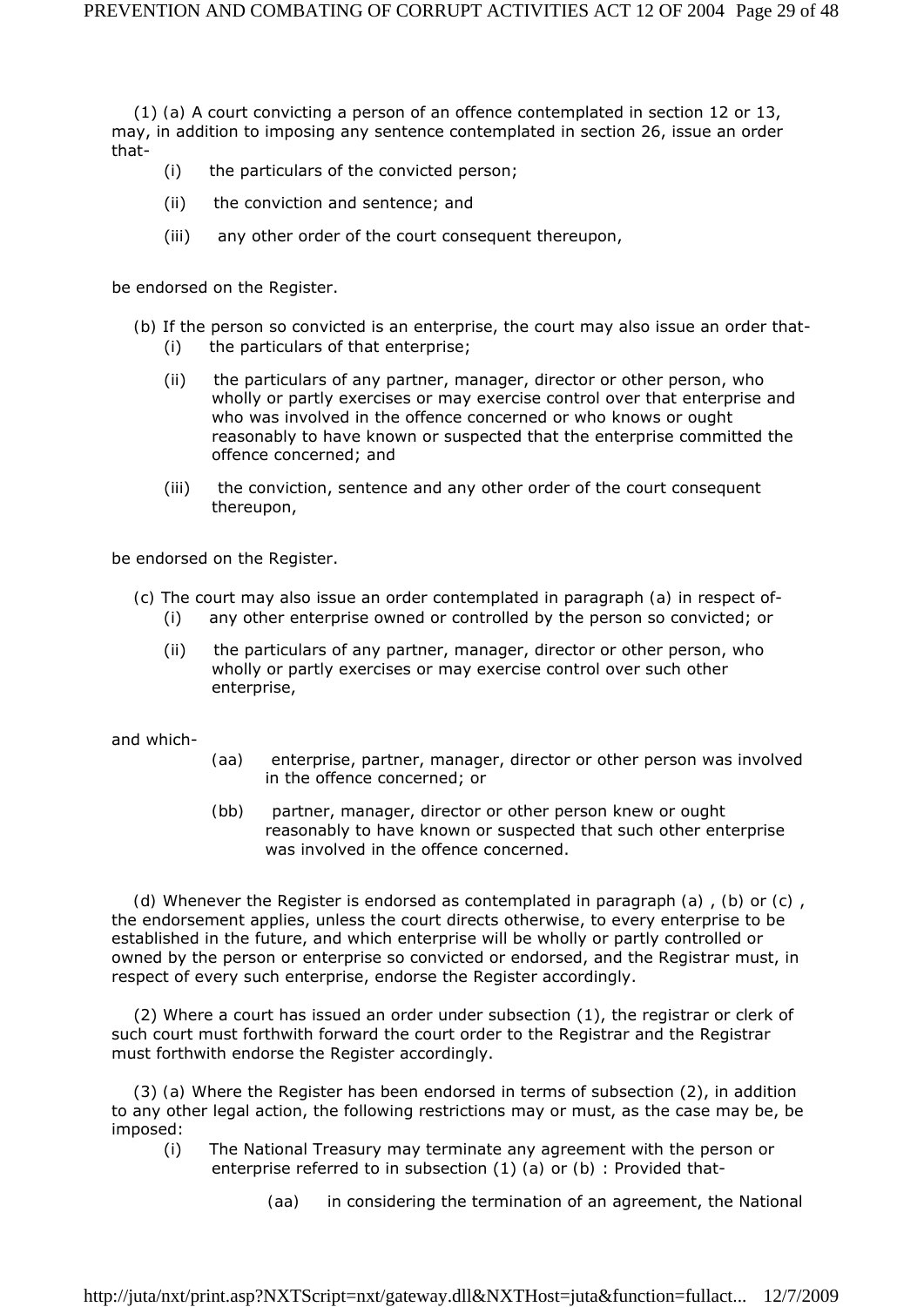(1) (a) A court convicting a person of an offence contemplated in section 12 or 13, may, in addition to imposing any sentence contemplated in section 26, issue an order that-

(i) the particulars of the convicted person;

(ii) the conviction and sentence; and

(iii) any other order of the court consequent thereupon,

be endorsed on the Register.

(b) If the person so convicted is an enterprise, the court may also issue an order that-

(i) the particulars of that enterprise;

(ii) the particulars of any partner, manager, director or other person, who wholly or partly exercises or may exercise control over that enterprise and who was involved in the offence concerned or who knows or ought reasonably to have known or suspected that the enterprise committed the offence concerned; and

(iii) the conviction, sentence and any other order of the court consequent thereupon,

be endorsed on the Register.

(c) The court may also issue an order contemplated in paragraph (a) in respect of-

(i) any other enterprise owned or controlled by the person so convicted; or

(ii) the particulars of any partner, manager, director or other person, who wholly or partly exercises or may exercise control over such other enterprise,

and which-

(aa) enterprise, partner, manager, director or other person was involved in the offence concerned; or

(bb) partner, manager, director or other person knew or ought reasonably to have known or suspected that such other enterprise was involved in the offence concerned.

(d) Whenever the Register is endorsed as contemplated in paragraph (a) , (b) or (c) , the endorsement applies, unless the court directs otherwise, to every enterprise to be established in the future, and which enterprise will be wholly or partly controlled or owned by the person or enterprise so convicted or endorsed, and the Registrar must, in respect of every such enterprise, endorse the Register accordingly.

(2) Where a court has issued an order under subsection (1), the registrar or clerk of such court must forthwith forward the court order to the Registrar and the Registrar must forthwith endorse the Register accordingly.

(3) (a) Where the Register has been endorsed in terms of subsection (2), in addition to any other legal action, the following restrictions may or must, as the case may be, be imposed:

(i) The National Treasury may terminate any agreement with the person or enterprise referred to in subsection (1) (a) or (b) : Provided that-

(aa) in considering the termination of an agreement, the National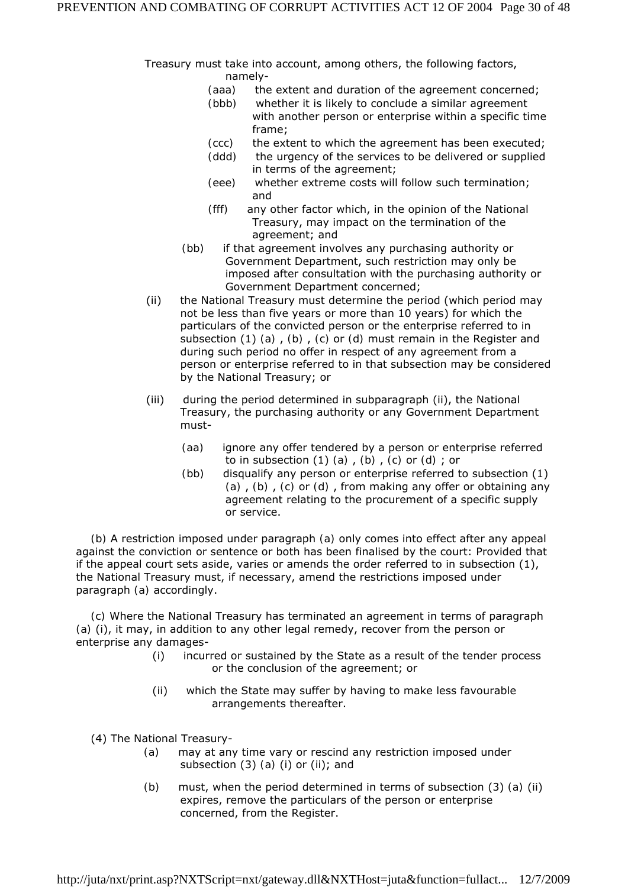Treasury must take into account, among others, the following factors, namely-

(aaa) the extent and duration of the agreement concerned;

(bbb) whether it is likely to conclude a similar agreement with another person or enterprise within a specific time frame;

(ccc) the extent to which the agreement has been executed;

(ddd) the urgency of the services to be delivered or supplied in terms of the agreement;

(eee) whether extreme costs will follow such termination; and

(fff) any other factor which, in the opinion of the National Treasury, may impact on the termination of the agreement; and

(bb) if that agreement involves any purchasing authority or Government Department, such restriction may only be imposed after consultation with the purchasing authority or Government Department concerned;

(ii) the National Treasury must determine the period (which period may not be less than five years or more than 10 years) for which the particulars of the convicted person or the enterprise referred to in subsection (1) (a) , (b) , (c) or (d) must remain in the Register and during such period no offer in respect of any agreement from a person or enterprise referred to in that subsection may be considered by the National Treasury; or

(iii) during the period determined in subparagraph (ii), the National Treasury, the purchasing authority or any Government Department must-

(aa) ignore any offer tendered by a person or enterprise referred to in subsection (1) (a) , (b) , (c) or (d) ; or

(bb) disqualify any person or enterprise referred to subsection (1) (a) , (b) , (c) or (d) , from making any offer or obtaining any agreement relating to the procurement of a specific supply or service.

(b) A restriction imposed under paragraph (a) only comes into effect after any appeal against the conviction or sentence or both has been finalised by the court: Provided that if the appeal court sets aside, varies or amends the order referred to in subsection (1), the National Treasury must, if necessary, amend the restrictions imposed under paragraph (a) accordingly.

(c) Where the National Treasury has terminated an agreement in terms of paragraph (a) (i), it may, in addition to any other legal remedy, recover from the person or enterprise any damages-

(i) incurred or sustained by the State as a result of the tender process or the conclusion of the agreement; or

(ii) which the State may suffer by having to make less favourable arrangements thereafter.

(4) The National Treasury-

(a) may at any time vary or rescind any restriction imposed under subsection (3) (a) (i) or (ii); and

(b) must, when the period determined in terms of subsection (3) (a) (ii) expires, remove the particulars of the person or enterprise concerned, from the Register.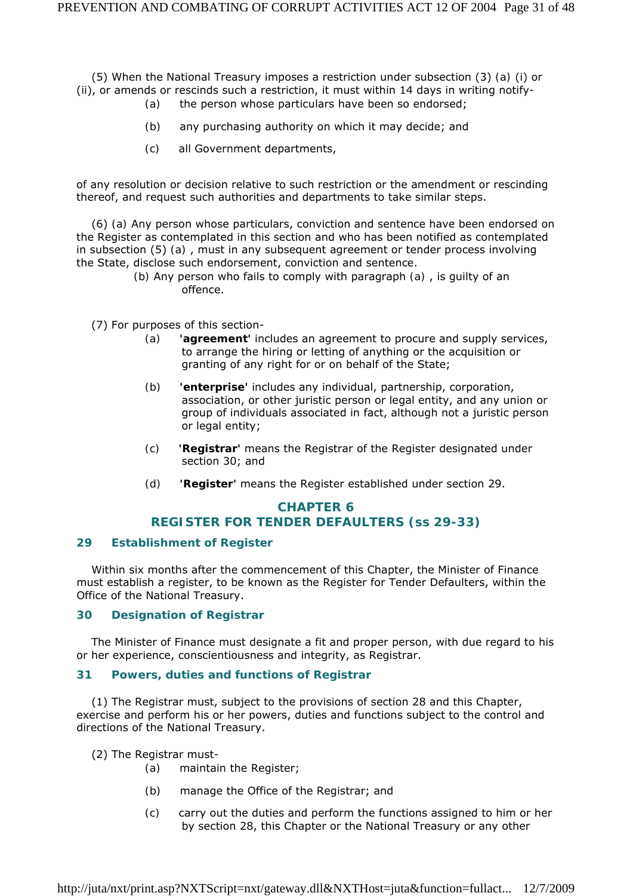(5) When the National Treasury imposes a restriction under subsection (3) (a) (i) or (ii), or amends or rescinds such a restriction, it must within 14 days in writing notify-

(a) the person whose particulars have been so endorsed;

(b) any purchasing authority on which it may decide; and

(c) all Government departments,

of any resolution or decision relative to such restriction or the amendment or rescinding thereof, and request such authorities and departments to take similar steps.

(6) (a) Any person whose particulars, conviction and sentence have been endorsed on the Register as contemplated in this section and who has been notified as contemplated in subsection (5) (a) , must in any subsequent agreement or tender process involving the State, disclose such endorsement, conviction and sentence.

(b) Any person who fails to comply with paragraph (a) , is guilty of an offence.

(7) For purposes of this section-

(a) **'agreement'** includes an agreement to procure and supply services, to arrange the hiring or letting of anything or the acquisition or granting of any right for or on behalf of the State;

(b) **'enterprise'** includes any individual, partnership, corporation, association, or other juristic person or legal entity, and any union or group of individuals associated in fact, although not a juristic person or legal entity;

(c) **'Registrar'** means the Registrar of the Register designated under section 30; and

(d) **'Register'** means the Register established under section 29.

## CHAPTER 6
## REGISTER FOR TENDER DEFAULTERS (ss 29-33)

### 29 Establishment of Register

Within six months after the commencement of this Chapter, the Minister of Finance must establish a register, to be known as the Register for Tender Defaulters, within the Office of the National Treasury.

### 30 Designation of Registrar

The Minister of Finance must designate a fit and proper person, with due regard to his or her experience, conscientiousness and integrity, as Registrar.

### 31 Powers, duties and functions of Registrar

(1) The Registrar must, subject to the provisions of section 28 and this Chapter, exercise and perform his or her powers, duties and functions subject to the control and directions of the National Treasury.

(2) The Registrar must-

(a) maintain the Register;

(b) manage the Office of the Registrar; and

(c) carry out the duties and perform the functions assigned to him or her by section 28, this Chapter or the National Treasury or any other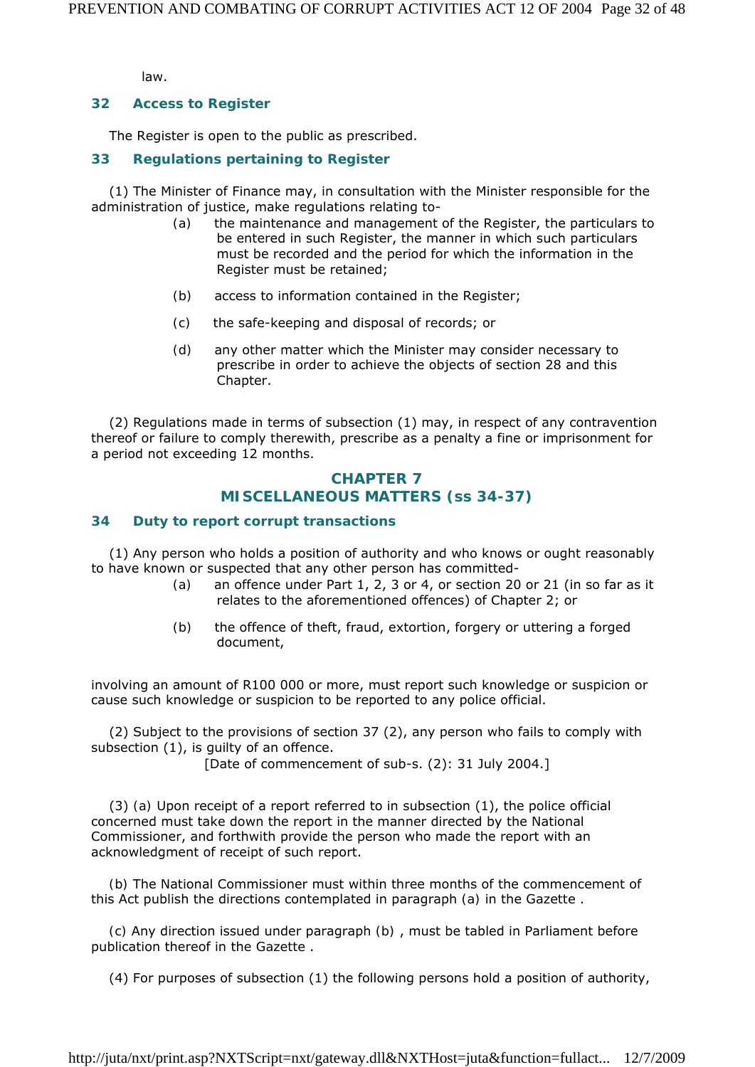law.

### 32 Access to Register

The Register is open to the public as prescribed.

### 33 Regulations pertaining to Register

(1) The Minister of Finance may, in consultation with the Minister responsible for the administration of justice, make regulations relating to-

(a) the maintenance and management of the Register, the particulars to be entered in such Register, the manner in which such particulars must be recorded and the period for which the information in the Register must be retained;

(b) access to information contained in the Register;

(c) the safe-keeping and disposal of records; or

(d) any other matter which the Minister may consider necessary to prescribe in order to achieve the objects of section 28 and this Chapter.

(2) Regulations made in terms of subsection (1) may, in respect of any contravention thereof or failure to comply therewith, prescribe as a penalty a fine or imprisonment for a period not exceeding 12 months.

## CHAPTER 7
## MISCELLANEOUS MATTERS (ss 34-37)

### 34 Duty to report corrupt transactions

(1) Any person who holds a position of authority and who knows or ought reasonably to have known or suspected that any other person has committed-

(a) an offence under Part 1, 2, 3 or 4, or section 20 or 21 (in so far as it relates to the aforementioned offences) of Chapter 2; or

(b) the offence of theft, fraud, extortion, forgery or uttering a forged document,

involving an amount of R100 000 or more, must report such knowledge or suspicion or cause such knowledge or suspicion to be reported to any police official.

(2) Subject to the provisions of section 37 (2), any person who fails to comply with subsection (1), is guilty of an offence.

[Date of commencement of sub-s. (2): 31 July 2004.]

(3) (a) Upon receipt of a report referred to in subsection (1), the police official concerned must take down the report in the manner directed by the National Commissioner, and forthwith provide the person who made the report with an acknowledgment of receipt of such report.

(b) The National Commissioner must within three months of the commencement of this Act publish the directions contemplated in paragraph (a) in the *Gazette* .

(c) Any direction issued under paragraph (b) , must be tabled in Parliament before publication thereof in the *Gazette* .

(4) For purposes of subsection (1) the following persons hold a position of authority,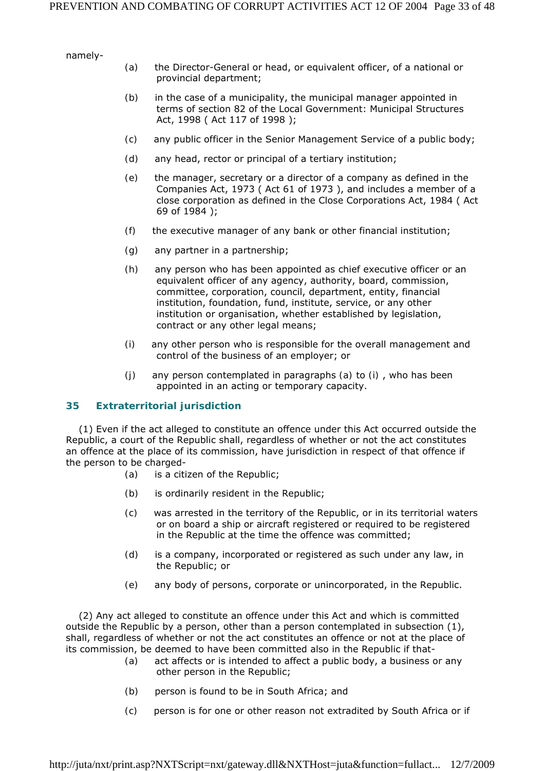namely-

(a) the Director-General or head, or equivalent officer, of a national or provincial department;

(b) in the case of a municipality, the municipal manager appointed in terms of section 82 of the Local Government: Municipal Structures Act, 1998 ( Act 117 of 1998 );

(c) any public officer in the Senior Management Service of a public body;

(d) any head, rector or principal of a tertiary institution;

(e) the manager, secretary or a director of a company as defined in the Companies Act, 1973 ( Act 61 of 1973 ), and includes a member of a close corporation as defined in the Close Corporations Act, 1984 ( Act 69 of 1984 );

(f) the executive manager of any bank or other financial institution;

(g) any partner in a partnership;

(h) any person who has been appointed as chief executive officer or an equivalent officer of any agency, authority, board, commission, committee, corporation, council, department, entity, financial institution, foundation, fund, institute, service, or any other institution or organisation, whether established by legislation, contract or any other legal means;

(i) any other person who is responsible for the overall management and control of the business of an employer; or

(j) any person contemplated in paragraphs (a) to (i) , who has been appointed in an acting or temporary capacity.

### 35 Extraterritorial jurisdiction

(1) Even if the act alleged to constitute an offence under this Act occurred outside the Republic, a court of the Republic shall, regardless of whether or not the act constitutes an offence at the place of its commission, have jurisdiction in respect of that offence if the person to be charged-

(a) is a citizen of the Republic;

(b) is ordinarily resident in the Republic;

(c) was arrested in the territory of the Republic, or in its territorial waters or on board a ship or aircraft registered or required to be registered in the Republic at the time the offence was committed;

(d) is a company, incorporated or registered as such under any law, in the Republic; or

(e) any body of persons, corporate or unincorporated, in the Republic.

(2) Any act alleged to constitute an offence under this Act and which is committed outside the Republic by a person, other than a person contemplated in subsection (1), shall, regardless of whether or not the act constitutes an offence or not at the place of its commission, be deemed to have been committed also in the Republic if that-

(a) act affects or is intended to affect a public body, a business or any other person in the Republic;

(b) person is found to be in South Africa; and

(c) person is for one or other reason not extradited by South Africa or if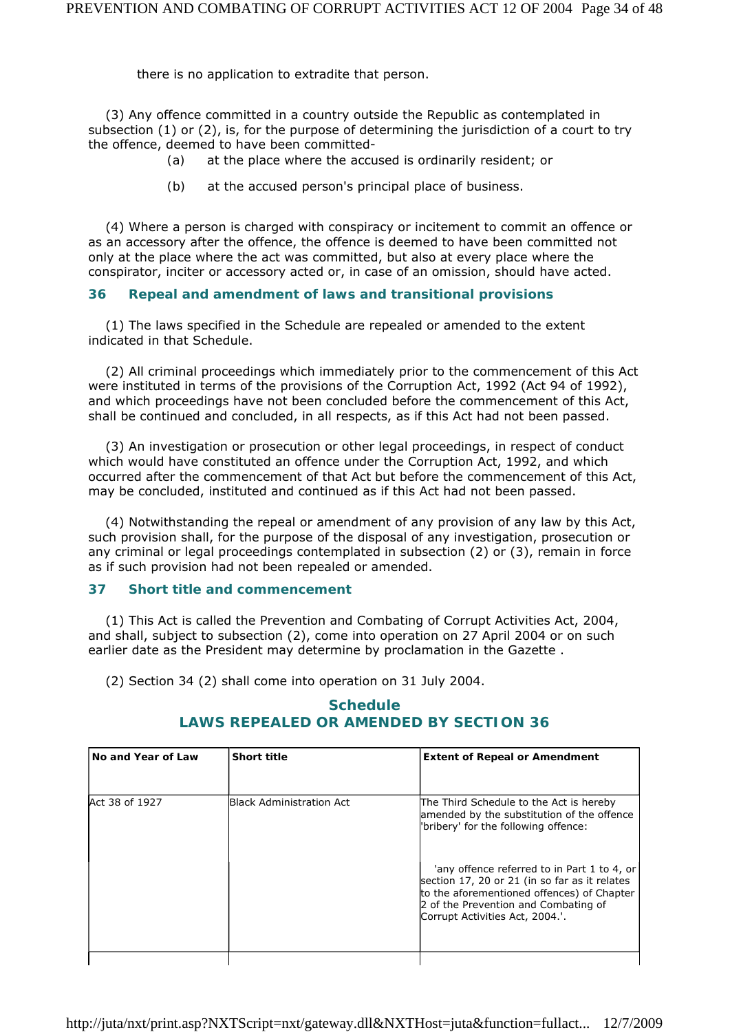there is no application to extradite that person.

(3) Any offence committed in a country outside the Republic as contemplated in subsection (1) or (2), is, for the purpose of determining the jurisdiction of a court to try the offence, deemed to have been committed-

(a) at the place where the accused is ordinarily resident; or

(b) at the accused person's principal place of business.

(4) Where a person is charged with conspiracy or incitement to commit an offence or as an accessory after the offence, the offence is deemed to have been committed not only at the place where the act was committed, but also at every place where the conspirator, inciter or accessory acted or, in case of an omission, should have acted.

### 36 Repeal and amendment of laws and transitional provisions

(1) The laws specified in the Schedule are repealed or amended to the extent indicated in that Schedule.

(2) All criminal proceedings which immediately prior to the commencement of this Act were instituted in terms of the provisions of the Corruption Act, 1992 (Act 94 of 1992), and which proceedings have not been concluded before the commencement of this Act, shall be continued and concluded, in all respects, as if this Act had not been passed.

(3) An investigation or prosecution or other legal proceedings, in respect of conduct which would have constituted an offence under the Corruption Act, 1992, and which occurred after the commencement of that Act but before the commencement of this Act, may be concluded, instituted and continued as if this Act had not been passed.

(4) Notwithstanding the repeal or amendment of any provision of any law by this Act, such provision shall, for the purpose of the disposal of any investigation, prosecution or any criminal or legal proceedings contemplated in subsection (2) or (3), remain in force as if such provision had not been repealed or amended.

### 37 Short title and commencement

(1) This Act is called the Prevention and Combating of Corrupt Activities Act, 2004, and shall, subject to subsection (2), come into operation on 27 April 2004 or on such earlier date as the President may determine by proclamation in the Gazette .

(2) Section 34 (2) shall come into operation on 31 July 2004.

## Schedule
## LAWS REPEALED OR AMENDED BY SECTION 36

| No and Year of Law | Short title | Extent of Repeal or Amendment |
|---|---|---|
| Act 38 of 1927 | Black Administration Act | The Third Schedule to the Act is hereby amended by the substitution of the offence 'bribery' for the following offence: |
| | | 'any offence referred to in Part 1 to 4, or section 17, 20 or 21 (in so far as it relates to the aforementioned offences) of Chapter 2 of the Prevention and Combating of Corrupt Activities Act, 2004.'. |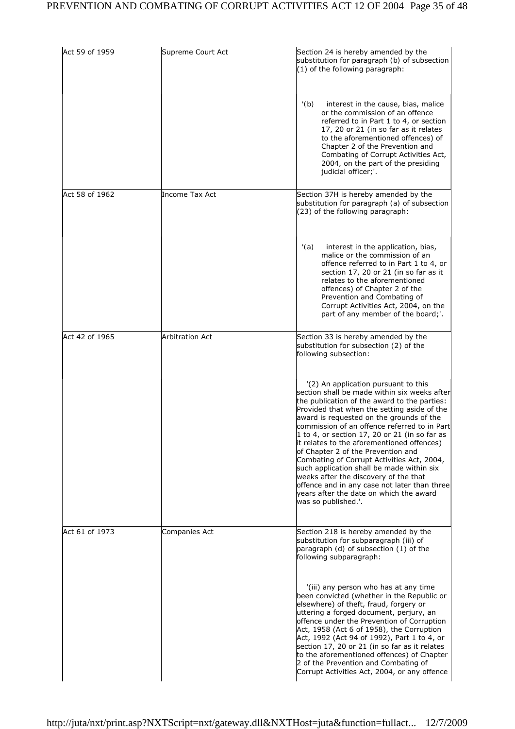| | | |
|---|---|---|
| Act 59 of 1959 | Supreme Court Act | Section 24 is hereby amended by the substitution for paragraph (b) of subsection (1) of the following paragraph: |
| | | '(b) interest in the cause, bias, malice or the commission of an offence referred to in Part 1 to 4, or section 17, 20 or 21 (in so far as it relates to the aforementioned offences) of Chapter 2 of the Prevention and Combating of Corrupt Activities Act, 2004, on the part of the presiding judicial officer;'. |
| Act 58 of 1962 | Income Tax Act | Section 37H is hereby amended by the substitution for paragraph (a) of subsection (23) of the following paragraph: |
| | | '(a) interest in the application, bias, malice or the commission of an offence referred to in Part 1 to 4, or section 17, 20 or 21 (in so far as it relates to the aforementioned offences) of Chapter 2 of the Prevention and Combating of Corrupt Activities Act, 2004, on the part of any member of the board;'. |
| Act 42 of 1965 | Arbitration Act | Section 33 is hereby amended by the substitution for subsection (2) of the following subsection: |
| | | '(2) An application pursuant to this section shall be made within six weeks after the publication of the award to the parties: Provided that when the setting aside of the award is requested on the grounds of the commission of an offence referred to in Part 1 to 4, or section 17, 20 or 21 (in so far as it relates to the aforementioned offences) of Chapter 2 of the Prevention and Combating of Corrupt Activities Act, 2004, such application shall be made within six weeks after the discovery of the that offence and in any case not later than three years after the date on which the award was so published.'. |
| Act 61 of 1973 | Companies Act | Section 218 is hereby amended by the substitution for subparagraph (iii) of paragraph (d) of subsection (1) of the following subparagraph: |
| | | '(iii) any person who has at any time been convicted (whether in the Republic or elsewhere) of theft, fraud, forgery or uttering a forged document, perjury, an offence under the Prevention of Corruption Act, 1958 (Act 6 of 1958), the Corruption Act, 1992 (Act 94 of 1992), Part 1 to 4, or section 17, 20 or 21 (in so far as it relates to the aforementioned offences) of Chapter 2 of the Prevention and Combating of Corrupt Activities Act, 2004, or any offence |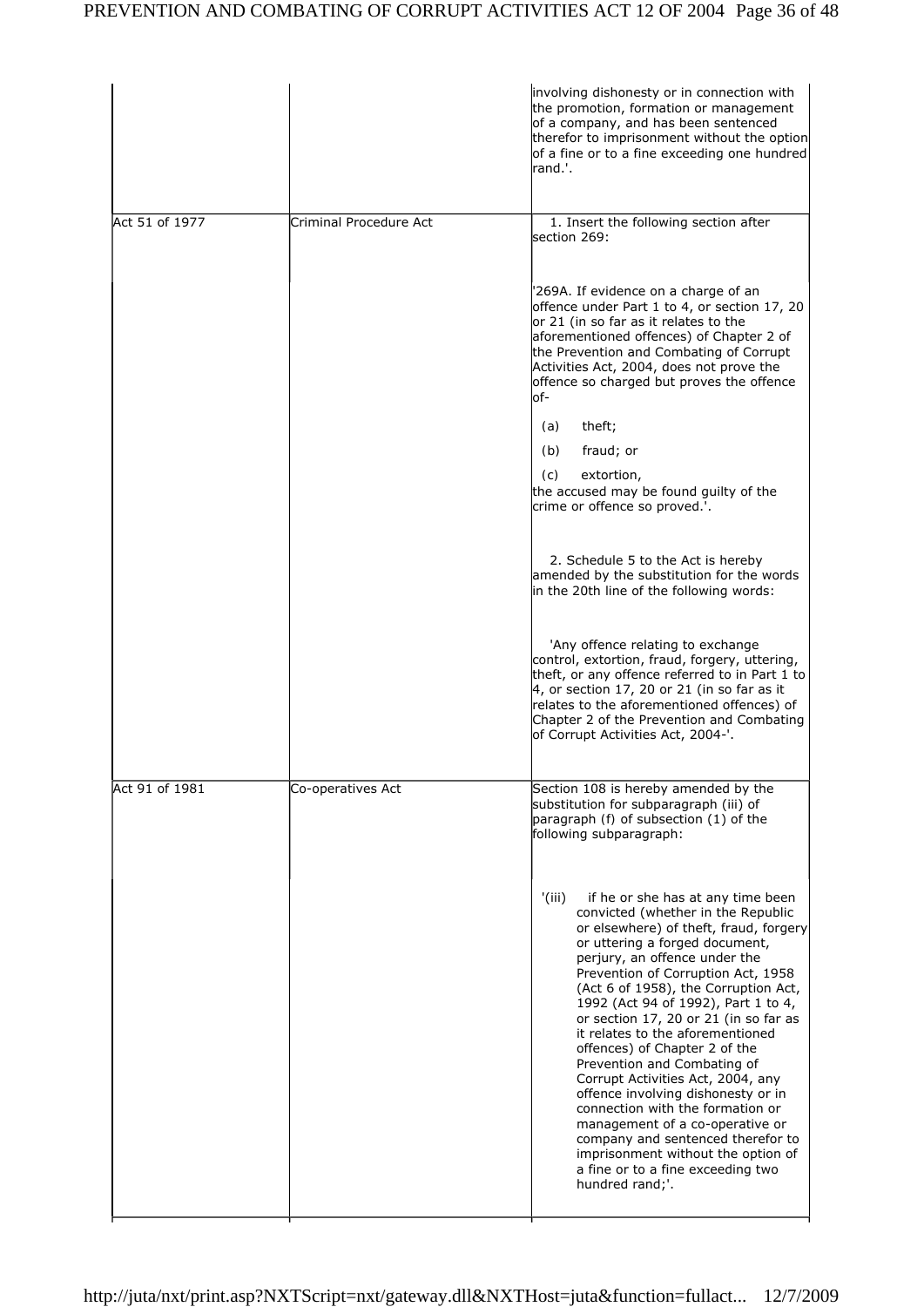| | | |
|---|---|---|
| | | involving dishonesty or in connection with the promotion, formation or management of a company, and has been sentenced therefor to imprisonment without the option of a fine or to a fine exceeding one hundred rand.'. |
| Act 51 of 1977 | Criminal Procedure Act | 1. Insert the following section after section 269:<br><br>'269A. If evidence on a charge of an offence under Part 1 to 4, or section 17, 20 or 21 (in so far as it relates to the aforementioned offences) of Chapter 2 of the Prevention and Combating of Corrupt Activities Act, 2004, does not prove the offence so charged but proves the offence of-<br><br>(a) theft;<br><br>(b) fraud; or<br><br>(c) extortion,<br>the accused may be found guilty of the crime or offence so proved.'.<br><br>2. Schedule 5 to the Act is hereby amended by the substitution for the words in the 20th line of the following words:<br><br>'Any offence relating to exchange control, extortion, fraud, forgery, uttering, theft, or any offence referred to in Part 1 to 4, or section 17, 20 or 21 (in so far as it relates to the aforementioned offences) of Chapter 2 of the Prevention and Combating of Corrupt Activities Act, 2004-'. |
| Act 91 of 1981 | Co-operatives Act | Section 108 is hereby amended by the substitution for subparagraph (iii) of paragraph (f) of subsection (1) of the following subparagraph:<br><br>'(iii) if he or she has at any time been convicted (whether in the Republic or elsewhere) of theft, fraud, forgery or uttering a forged document, perjury, an offence under the Prevention of Corruption Act, 1958 (Act 6 of 1958), the Corruption Act, 1992 (Act 94 of 1992), Part 1 to 4, or section 17, 20 or 21 (in so far as it relates to the aforementioned offences) of Chapter 2 of the Prevention and Combating of Corrupt Activities Act, 2004, any offence involving dishonesty or in connection with the formation or management of a co-operative or company and sentenced therefor to imprisonment without the option of a fine or to a fine exceeding two hundred rand;'. |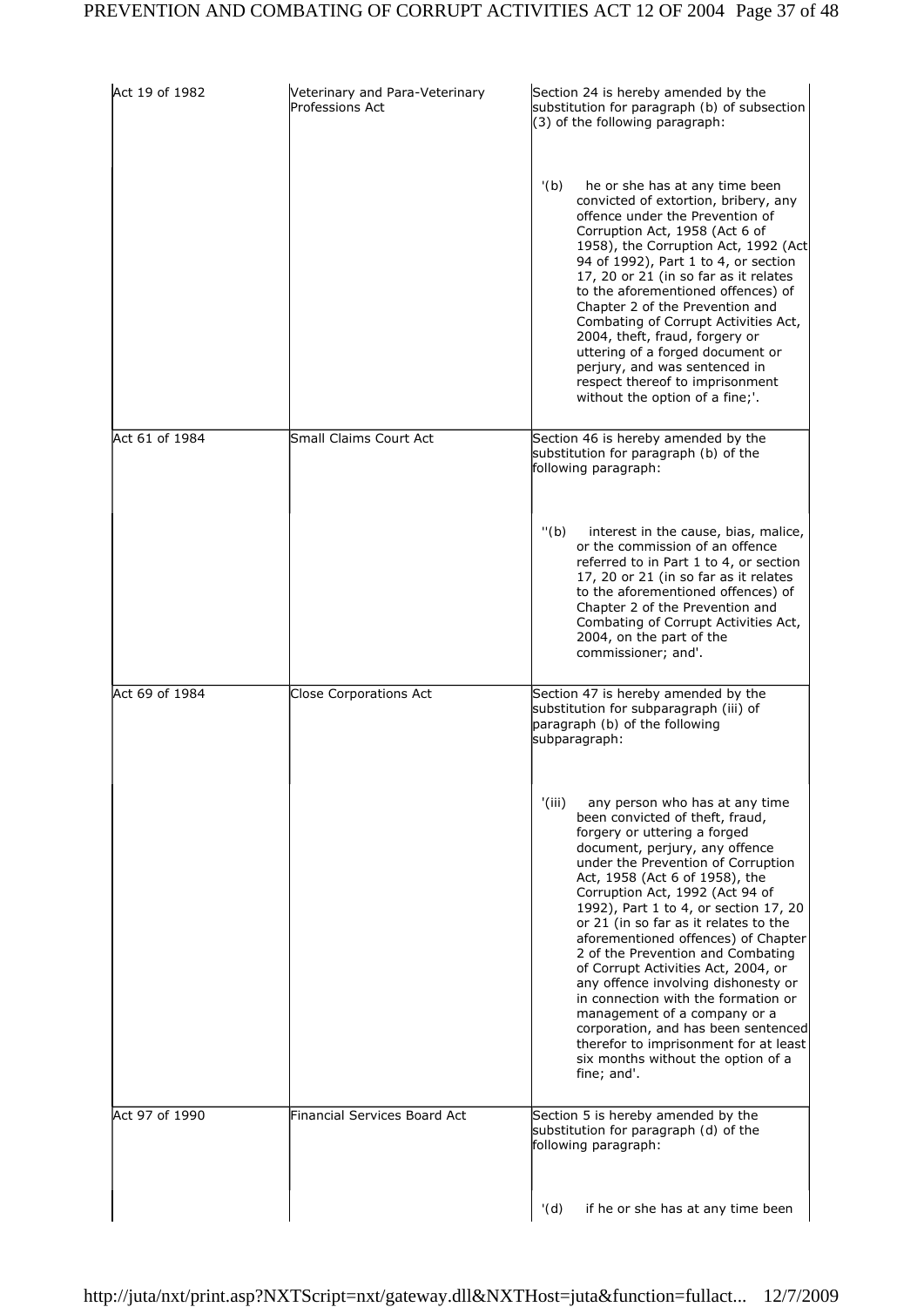| | | |
|---|---|---|
| Act 19 of 1982 | Veterinary and Para-Veterinary Professions Act | Section 24 is hereby amended by the substitution for paragraph (b) of subsection (3) of the following paragraph: |
| | | '(b) he or she has at any time been convicted of extortion, bribery, any offence under the Prevention of Corruption Act, 1958 (Act 6 of 1958), the Corruption Act, 1992 (Act 94 of 1992), Part 1 to 4, or section 17, 20 or 21 (in so far as it relates to the aforementioned offences) of Chapter 2 of the Prevention and Combating of Corrupt Activities Act, 2004, theft, fraud, forgery or uttering of a forged document or perjury, and was sentenced in respect thereof to imprisonment without the option of a fine;'. |
| Act 61 of 1984 | Small Claims Court Act | Section 46 is hereby amended by the substitution for paragraph (b) of the following paragraph: |
| | | ''(b) interest in the cause, bias, malice, or the commission of an offence referred to in Part 1 to 4, or section 17, 20 or 21 (in so far as it relates to the aforementioned offences) of Chapter 2 of the Prevention and Combating of Corrupt Activities Act, 2004, on the part of the commissioner; and'. |
| Act 69 of 1984 | Close Corporations Act | Section 47 is hereby amended by the substitution for subparagraph (iii) of paragraph (b) of the following subparagraph: |
| | | '(iii) any person who has at any time been convicted of theft, fraud, forgery or uttering a forged document, perjury, any offence under the Prevention of Corruption Act, 1958 (Act 6 of 1958), the Corruption Act, 1992 (Act 94 of 1992), Part 1 to 4, or section 17, 20 or 21 (in so far as it relates to the aforementioned offences) of Chapter 2 of the Prevention and Combating of Corrupt Activities Act, 2004, or any offence involving dishonesty or in connection with the formation or management of a company or a corporation, and has been sentenced therefor to imprisonment for at least six months without the option of a fine; and'. |
| Act 97 of 1990 | Financial Services Board Act | Section 5 is hereby amended by the substitution for paragraph (d) of the following paragraph: |
| | | '(d) if he or she has at any time been |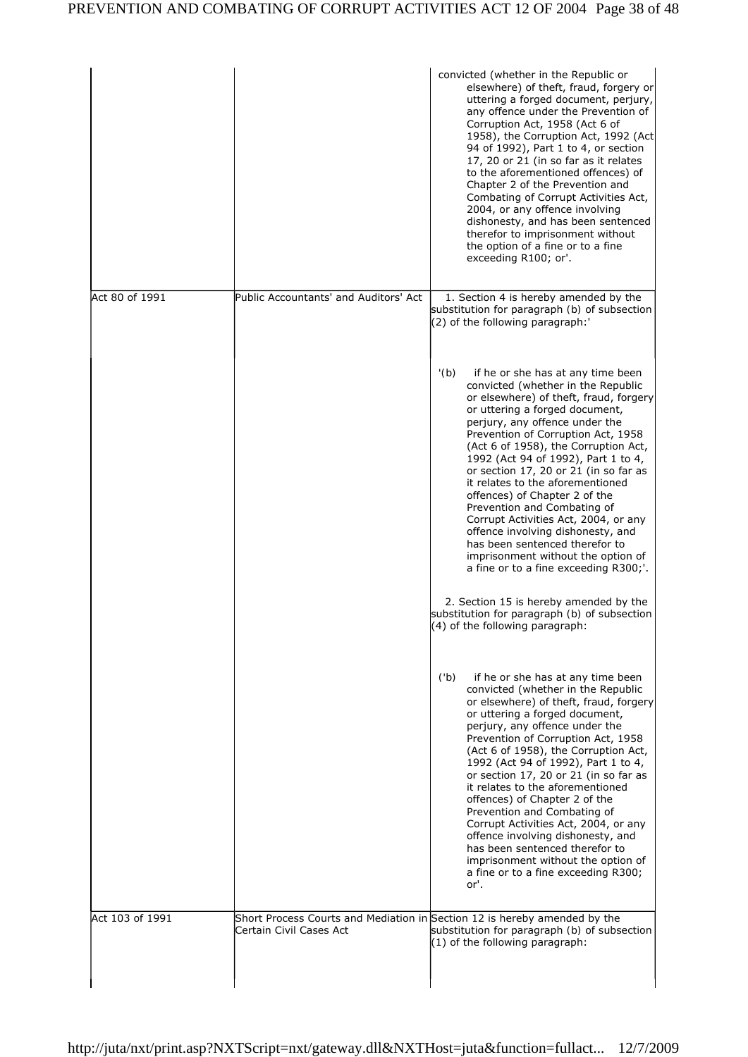| | | |
|---|---|---|
| | | convicted (whether in the Republic or elsewhere) of theft, fraud, forgery or uttering a forged document, perjury, any offence under the Prevention of Corruption Act, 1958 (Act 6 of 1958), the Corruption Act, 1992 (Act 94 of 1992), Part 1 to 4, or section 17, 20 or 21 (in so far as it relates to the aforementioned offences) of Chapter 2 of the Prevention and Combating of Corrupt Activities Act, 2004, or any offence involving dishonesty, and has been sentenced therefor to imprisonment without the option of a fine or to a fine exceeding R100; or'. |
| Act 80 of 1991 | Public Accountants' and Auditors' Act | 1. Section 4 is hereby amended by the substitution for paragraph (b) of subsection (2) of the following paragraph:' |
| | | '(b) if he or she has at any time been convicted (whether in the Republic or elsewhere) of theft, fraud, forgery or uttering a forged document, perjury, any offence under the Prevention of Corruption Act, 1958 (Act 6 of 1958), the Corruption Act, 1992 (Act 94 of 1992), Part 1 to 4, or section 17, 20 or 21 (in so far as it relates to the aforementioned offences) of Chapter 2 of the Prevention and Combating of Corrupt Activities Act, 2004, or any offence involving dishonesty, and has been sentenced therefor to imprisonment without the option of a fine or to a fine exceeding R300;'.<br><br>2. Section 15 is hereby amended by the substitution for paragraph (b) of subsection (4) of the following paragraph: |
| | | ('b) if he or she has at any time been convicted (whether in the Republic or elsewhere) of theft, fraud, forgery or uttering a forged document, perjury, any offence under the Prevention of Corruption Act, 1958 (Act 6 of 1958), the Corruption Act, 1992 (Act 94 of 1992), Part 1 to 4, or section 17, 20 or 21 (in so far as it relates to the aforementioned offences) of Chapter 2 of the Prevention and Combating of Corrupt Activities Act, 2004, or any offence involving dishonesty, and has been sentenced therefor to imprisonment without the option of a fine or to a fine exceeding R300; or'. |
| Act 103 of 1991 | Short Process Courts and Mediation in Certain Civil Cases Act | Section 12 is hereby amended by the substitution for paragraph (b) of subsection (1) of the following paragraph: |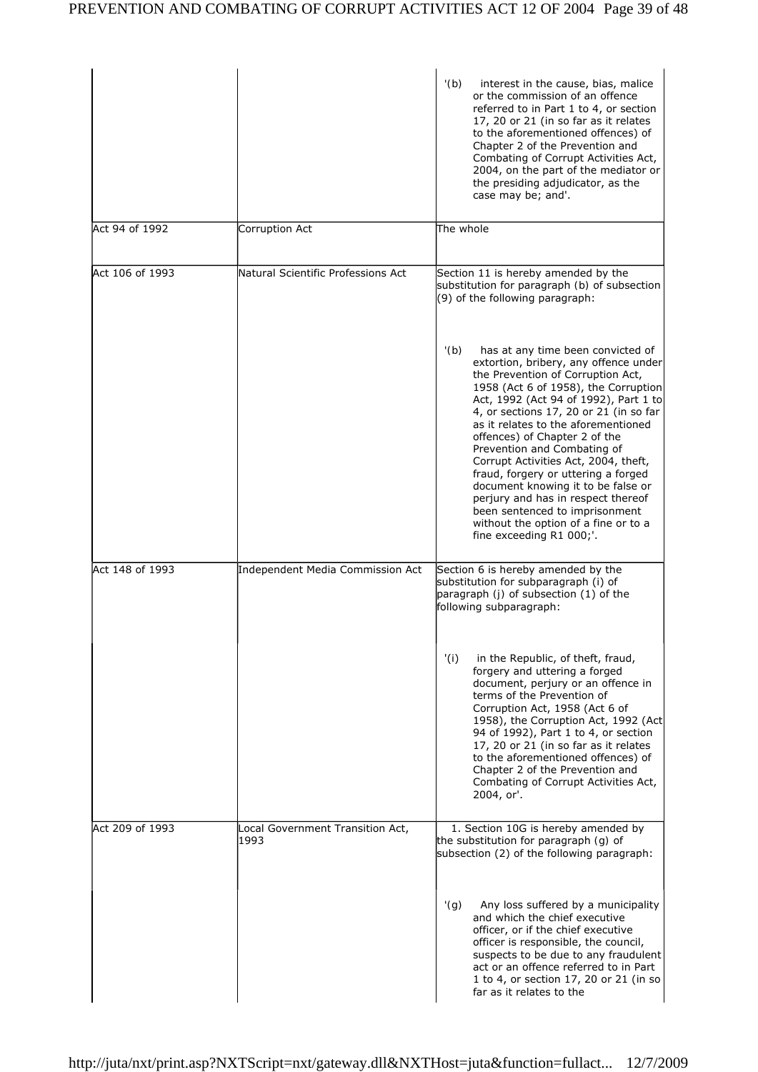| | | |
|---|---|---|
| | | '(b) interest in the cause, bias, malice or the commission of an offence referred to in Part 1 to 4, or section 17, 20 or 21 (in so far as it relates to the aforementioned offences) of Chapter 2 of the Prevention and Combating of Corrupt Activities Act, 2004, on the part of the mediator or the presiding adjudicator, as the case may be; and'. |
| Act 94 of 1992 | Corruption Act | The whole |
| Act 106 of 1993 | Natural Scientific Professions Act | Section 11 is hereby amended by the substitution for paragraph (b) of subsection (9) of the following paragraph:<br><br>'(b) has at any time been convicted of extortion, bribery, any offence under the Prevention of Corruption Act, 1958 (Act 6 of 1958), the Corruption Act, 1992 (Act 94 of 1992), Part 1 to 4, or sections 17, 20 or 21 (in so far as it relates to the aforementioned offences) of Chapter 2 of the Prevention and Combating of Corrupt Activities Act, 2004, theft, fraud, forgery or uttering a forged document knowing it to be false or perjury and has in respect thereof been sentenced to imprisonment without the option of a fine or to a fine exceeding R1 000;'. |
| Act 148 of 1993 | Independent Media Commission Act | Section 6 is hereby amended by the substitution for subparagraph (i) of paragraph (j) of subsection (1) of the following subparagraph:<br><br>'(i) in the Republic, of theft, fraud, forgery and uttering a forged document, perjury or an offence in terms of the Prevention of Corruption Act, 1958 (Act 6 of 1958), the Corruption Act, 1992 (Act 94 of 1992), Part 1 to 4, or section 17, 20 or 21 (in so far as it relates to the aforementioned offences) of Chapter 2 of the Prevention and Combating of Corrupt Activities Act, 2004, or'. |
| Act 209 of 1993 | Local Government Transition Act, 1993 | 1. Section 10G is hereby amended by the substitution for paragraph (g) of subsection (2) of the following paragraph:<br><br>'(g) Any loss suffered by a municipality and which the chief executive officer, or if the chief executive officer is responsible, the council, suspects to be due to any fraudulent act or an offence referred to in Part 1 to 4, or section 17, 20 or 21 (in so far as it relates to the |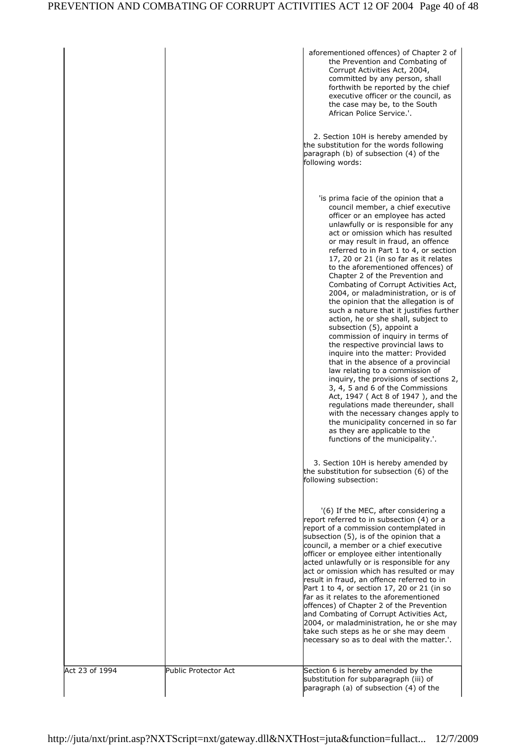| | | |
|---|---|---|
| | | aforementioned offences) of Chapter 2 of the Prevention and Combating of Corrupt Activities Act, 2004, committed by any person, shall forthwith be reported by the chief executive officer or the council, as the case may be, to the South African Police Service.'.<br><br>2. Section 10H is hereby amended by the substitution for the words following paragraph (b) of subsection (4) of the following words:<br><br>'is prima facie of the opinion that a council member, a chief executive officer or an employee has acted unlawfully or is responsible for any act or omission which has resulted or may result in fraud, an offence referred to in Part 1 to 4, or section 17, 20 or 21 (in so far as it relates to the aforementioned offences) of Chapter 2 of the Prevention and Combating of Corrupt Activities Act, 2004, or maladministration, or is of the opinion that the allegation is of such a nature that it justifies further action, he or she shall, subject to subsection (5), appoint a commission of inquiry in terms of the respective provincial laws to inquire into the matter: Provided that in the absence of a provincial law relating to a commission of inquiry, the provisions of sections 2, 3, 4, 5 and 6 of the Commissions Act, 1947 ( Act 8 of 1947 ), and the regulations made thereunder, shall with the necessary changes apply to the municipality concerned in so far as they are applicable to the functions of the municipality.'.<br><br>3. Section 10H is hereby amended by the substitution for subsection (6) of the following subsection:<br><br>'(6) If the MEC, after considering a report referred to in subsection (4) or a report of a commission contemplated in subsection (5), is of the opinion that a council, a member or a chief executive officer or employee either intentionally acted unlawfully or is responsible for any act or omission which has resulted or may result in fraud, an offence referred to in Part 1 to 4, or section 17, 20 or 21 (in so far as it relates to the aforementioned offences) of Chapter 2 of the Prevention and Combating of Corrupt Activities Act, 2004, or maladministration, he or she may take such steps as he or she may deem necessary so as to deal with the matter.'. |
| Act 23 of 1994 | Public Protector Act | Section 6 is hereby amended by the substitution for subparagraph (iii) of paragraph (a) of subsection (4) of the |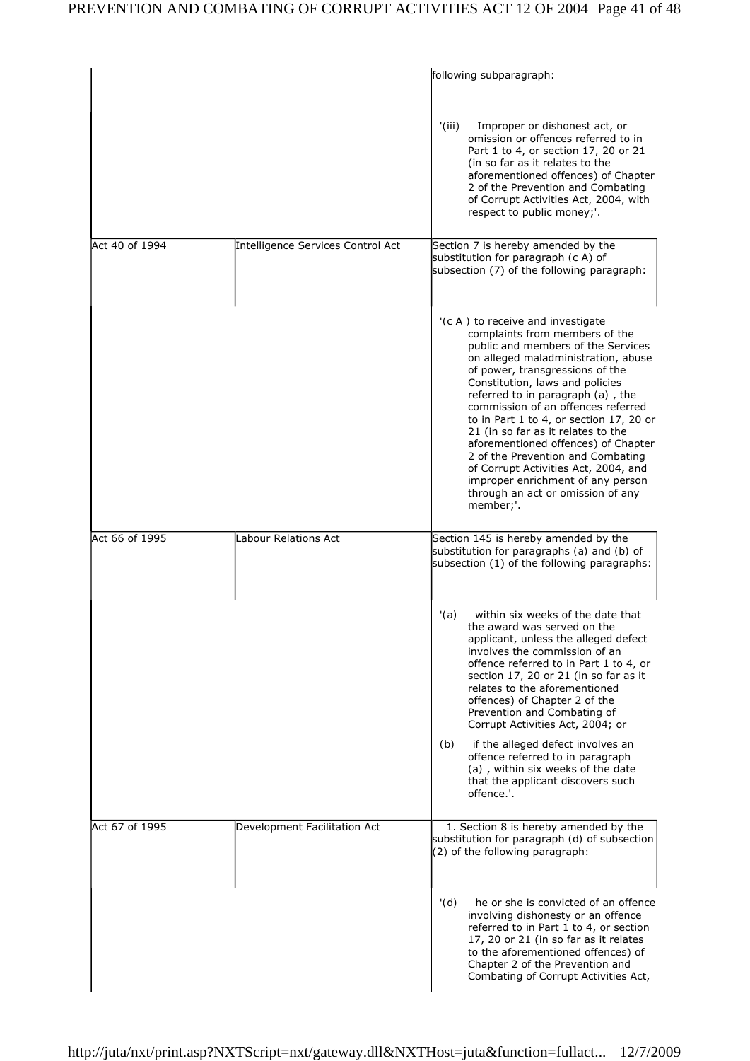| | | |
|---|---|---|
| | | following subparagraph:<br><br>'(iii) Improper or dishonest act, or omission or offences referred to in Part 1 to 4, or section 17, 20 or 21 (in so far as it relates to the aforementioned offences) of Chapter 2 of the Prevention and Combating of Corrupt Activities Act, 2004, with respect to public money;'. |
| Act 40 of 1994 | Intelligence Services Control Act | Section 7 is hereby amended by the substitution for paragraph (c A) of subsection (7) of the following paragraph:<br><br>'(c A ) to receive and investigate complaints from members of the public and members of the Services on alleged maladministration, abuse of power, transgressions of the Constitution, laws and policies referred to in paragraph (a) , the commission of an offences referred to in Part 1 to 4, or section 17, 20 or 21 (in so far as it relates to the aforementioned offences) of Chapter 2 of the Prevention and Combating of Corrupt Activities Act, 2004, and improper enrichment of any person through an act or omission of any member;'. |
| Act 66 of 1995 | Labour Relations Act | Section 145 is hereby amended by the substitution for paragraphs (a) and (b) of subsection (1) of the following paragraphs:<br><br>'(a) within six weeks of the date that the award was served on the applicant, unless the alleged defect involves the commission of an offence referred to in Part 1 to 4, or section 17, 20 or 21 (in so far as it relates to the aforementioned offences) of Chapter 2 of the Prevention and Combating of Corrupt Activities Act, 2004; or<br><br>(b) if the alleged defect involves an offence referred to in paragraph (a) , within six weeks of the date that the applicant discovers such offence.'. |
| Act 67 of 1995 | Development Facilitation Act | 1. Section 8 is hereby amended by the substitution for paragraph (d) of subsection (2) of the following paragraph:<br><br>'(d) he or she is convicted of an offence involving dishonesty or an offence referred to in Part 1 to 4, or section 17, 20 or 21 (in so far as it relates to the aforementioned offences) of Chapter 2 of the Prevention and Combating of Corrupt Activities Act, |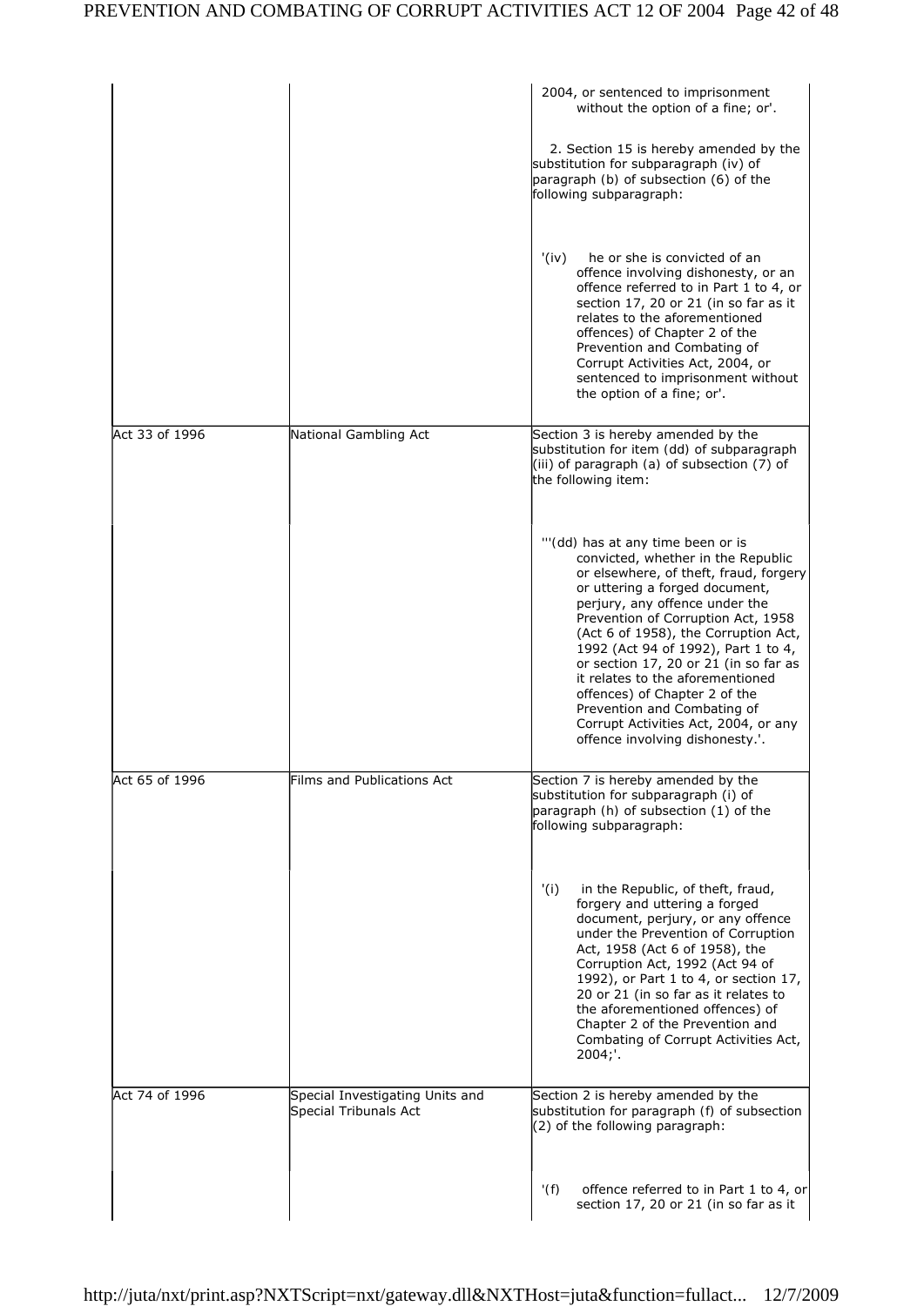| | | |
|---|---|---|
| | | 2004, or sentenced to imprisonment without the option of a fine; or'.<br><br>2. Section 15 is hereby amended by the substitution for subparagraph (iv) of paragraph (b) of subsection (6) of the following subparagraph:<br><br>'(iv) he or she is convicted of an offence involving dishonesty, or an offence referred to in Part 1 to 4, or section 17, 20 or 21 (in so far as it relates to the aforementioned offences) of Chapter 2 of the Prevention and Combating of Corrupt Activities Act, 2004, or sentenced to imprisonment without the option of a fine; or'. |
| Act 33 of 1996 | National Gambling Act | Section 3 is hereby amended by the substitution for item (dd) of subparagraph (iii) of paragraph (a) of subsection (7) of the following item:<br><br>''(dd) has at any time been or is convicted, whether in the Republic or elsewhere, of theft, fraud, forgery or uttering a forged document, perjury, any offence under the Prevention of Corruption Act, 1958 (Act 6 of 1958), the Corruption Act, 1992 (Act 94 of 1992), Part 1 to 4, or section 17, 20 or 21 (in so far as it relates to the aforementioned offences) of Chapter 2 of the Prevention and Combating of Corrupt Activities Act, 2004, or any offence involving dishonesty.'. |
| Act 65 of 1996 | Films and Publications Act | Section 7 is hereby amended by the substitution for subparagraph (i) of paragraph (h) of subsection (1) of the following subparagraph:<br><br>'(i) in the Republic, of theft, fraud, forgery and uttering a forged document, perjury, or any offence under the Prevention of Corruption Act, 1958 (Act 6 of 1958), the Corruption Act, 1992 (Act 94 of 1992), or Part 1 to 4, or section 17, 20 or 21 (in so far as it relates to the aforementioned offences) of Chapter 2 of the Prevention and Combating of Corrupt Activities Act, 2004;'. |
| Act 74 of 1996 | Special Investigating Units and Special Tribunals Act | Section 2 is hereby amended by the substitution for paragraph (f) of subsection (2) of the following paragraph:<br><br>'(f) offence referred to in Part 1 to 4, or section 17, 20 or 21 (in so far as it |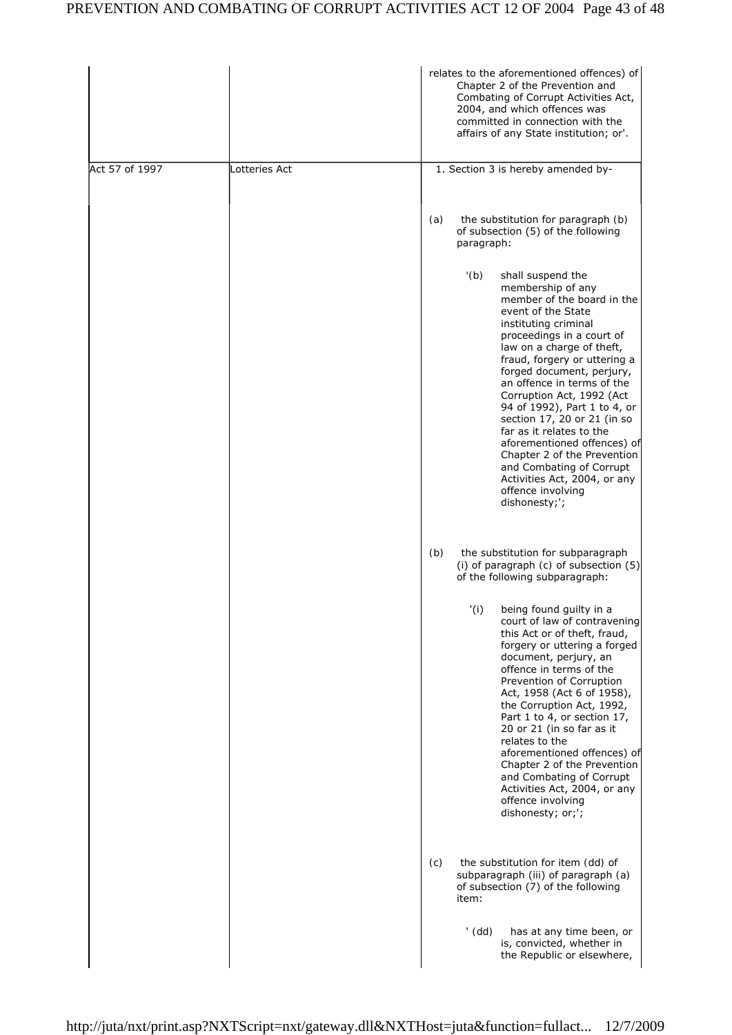| | | |
|---|---|---|
| | | relates to the aforementioned offences) of Chapter 2 of the Prevention and Combating of Corrupt Activities Act, 2004, and which offences was committed in connection with the affairs of any State institution; or'. |
| Act 57 of 1997 | Lotteries Act | 1. Section 3 is hereby amended by-<br><br>(a) the substitution for paragraph (b) of subsection (5) of the following paragraph:<br><br>'(b) shall suspend the membership of any member of the board in the event of the State instituting criminal proceedings in a court of law on a charge of theft, fraud, forgery or uttering a forged document, perjury, an offence in terms of the Corruption Act, 1992 (Act 94 of 1992), Part 1 to 4, or section 17, 20 or 21 (in so far as it relates to the aforementioned offences) of Chapter 2 of the Prevention and Combating of Corrupt Activities Act, 2004, or any offence involving dishonesty;';<br><br>(b) the substitution for subparagraph (i) of paragraph (c) of subsection (5) of the following subparagraph:<br><br>'(i) being found guilty in a court of law of contravening this Act or of theft, fraud, forgery or uttering a forged document, perjury, an offence in terms of the Prevention of Corruption Act, 1958 (Act 6 of 1958), the Corruption Act, 1992, Part 1 to 4, or section 17, 20 or 21 (in so far as it relates to the aforementioned offences) of Chapter 2 of the Prevention and Combating of Corrupt Activities Act, 2004, or any offence involving dishonesty; or;';<br><br>(c) the substitution for item (dd) of subparagraph (iii) of paragraph (a) of subsection (7) of the following item:<br><br>' (dd) has at any time been, or is, convicted, whether in the Republic or elsewhere, |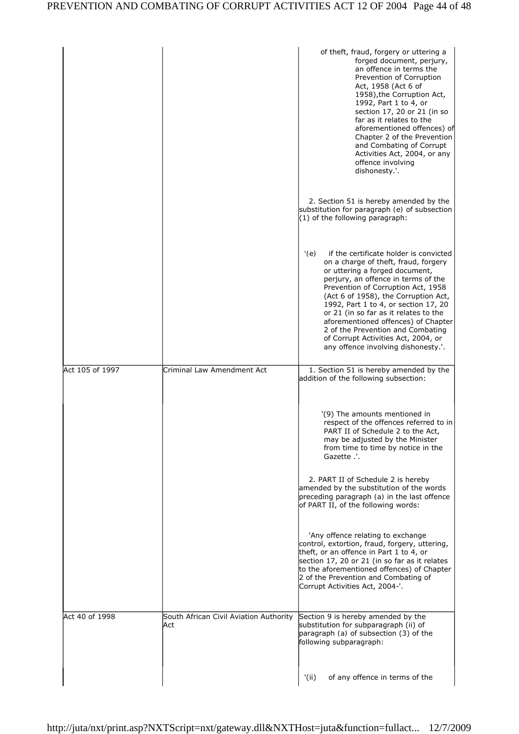| | | |
|---|---|---|
| | | of theft, fraud, forgery or uttering a forged document, perjury, an offence in terms the Prevention of Corruption Act, 1958 (Act 6 of 1958),the Corruption Act, 1992, Part 1 to 4, or section 17, 20 or 21 (in so far as it relates to the aforementioned offences) of Chapter 2 of the Prevention and Combating of Corrupt Activities Act, 2004, or any offence involving dishonesty.'.<br><br>2. Section 51 is hereby amended by the substitution for paragraph (e) of subsection (1) of the following paragraph:<br><br>'(e) if the certificate holder is convicted on a charge of theft, fraud, forgery or uttering a forged document, perjury, an offence in terms of the Prevention of Corruption Act, 1958 (Act 6 of 1958), the Corruption Act, 1992, Part 1 to 4, or section 17, 20 or 21 (in so far as it relates to the aforementioned offences) of Chapter 2 of the Prevention and Combating of Corrupt Activities Act, 2004, or any offence involving dishonesty.'. |
| Act 105 of 1997 | Criminal Law Amendment Act | 1. Section 51 is hereby amended by the addition of the following subsection:<br><br>'(9) The amounts mentioned in respect of the offences referred to in PART II of Schedule 2 to the Act, may be adjusted by the Minister from time to time by notice in the Gazette .'.<br><br>2. PART II of Schedule 2 is hereby amended by the substitution of the words preceding paragraph (a) in the last offence of PART II, of the following words:<br><br>'Any offence relating to exchange control, extortion, fraud, forgery, uttering, theft, or an offence in Part 1 to 4, or section 17, 20 or 21 (in so far as it relates to the aforementioned offences) of Chapter 2 of the Prevention and Combating of Corrupt Activities Act, 2004-'. |
| Act 40 of 1998 | South African Civil Aviation Authority Act | Section 9 is hereby amended by the substitution for subparagraph (ii) of paragraph (a) of subsection (3) of the following subparagraph:<br><br>'(ii) of any offence in terms of the |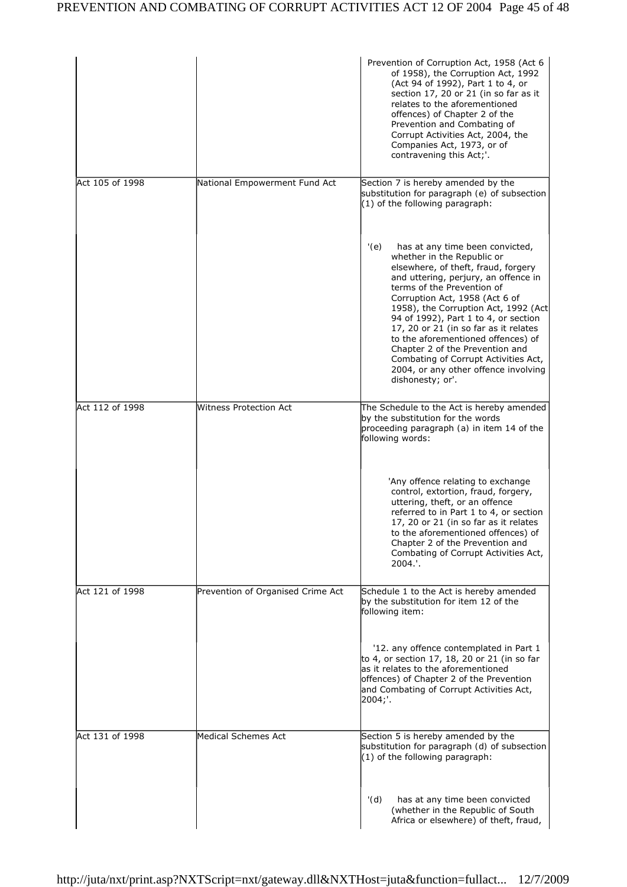| | | |
|---|---|---|
| | | Prevention of Corruption Act, 1958 (Act 6 of 1958), the Corruption Act, 1992 (Act 94 of 1992), Part 1 to 4, or section 17, 20 or 21 (in so far as it relates to the aforementioned offences) of Chapter 2 of the Prevention and Combating of Corrupt Activities Act, 2004, the Companies Act, 1973, or of contravening this Act;'. |
| Act 105 of 1998 | National Empowerment Fund Act | Section 7 is hereby amended by the substitution for paragraph (e) of subsection (1) of the following paragraph: |
| | | '(e) has at any time been convicted, whether in the Republic or elsewhere, of theft, fraud, forgery and uttering, perjury, an offence in terms of the Prevention of Corruption Act, 1958 (Act 6 of 1958), the Corruption Act, 1992 (Act 94 of 1992), Part 1 to 4, or section 17, 20 or 21 (in so far as it relates to the aforementioned offences) of Chapter 2 of the Prevention and Combating of Corrupt Activities Act, 2004, or any other offence involving dishonesty; or'. |
| Act 112 of 1998 | Witness Protection Act | The Schedule to the Act is hereby amended by the substitution for the words proceeding paragraph (a) in item 14 of the following words: |
| | | 'Any offence relating to exchange control, extortion, fraud, forgery, uttering, theft, or an offence referred to in Part 1 to 4, or section 17, 20 or 21 (in so far as it relates to the aforementioned offences) of Chapter 2 of the Prevention and Combating of Corrupt Activities Act, 2004.'. |
| Act 121 of 1998 | Prevention of Organised Crime Act | Schedule 1 to the Act is hereby amended by the substitution for item 12 of the following item: |
| | | '12. any offence contemplated in Part 1 to 4, or section 17, 18, 20 or 21 (in so far as it relates to the aforementioned offences) of Chapter 2 of the Prevention and Combating of Corrupt Activities Act, 2004;'. |
| Act 131 of 1998 | Medical Schemes Act | Section 5 is hereby amended by the substitution for paragraph (d) of subsection (1) of the following paragraph: |
| | | '(d) has at any time been convicted (whether in the Republic of South Africa or elsewhere) of theft, fraud, |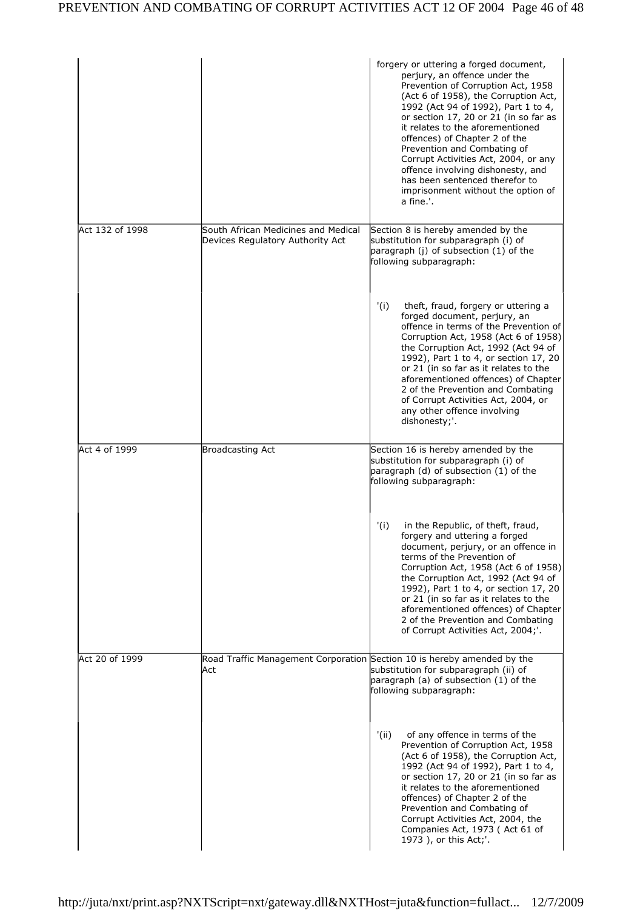| | | |
|---|---|---|
| | | forgery or uttering a forged document, perjury, an offence under the Prevention of Corruption Act, 1958 (Act 6 of 1958), the Corruption Act, 1992 (Act 94 of 1992), Part 1 to 4, or section 17, 20 or 21 (in so far as it relates to the aforementioned offences) of Chapter 2 of the Prevention and Combating of Corrupt Activities Act, 2004, or any offence involving dishonesty, and has been sentenced therefor to imprisonment without the option of a fine.'. |
| Act 132 of 1998 | South African Medicines and Medical Devices Regulatory Authority Act | Section 8 is hereby amended by the substitution for subparagraph (i) of paragraph (j) of subsection (1) of the following subparagraph: |
| | | '(i) theft, fraud, forgery or uttering a forged document, perjury, an offence in terms of the Prevention of Corruption Act, 1958 (Act 6 of 1958) the Corruption Act, 1992 (Act 94 of 1992), Part 1 to 4, or section 17, 20 or 21 (in so far as it relates to the aforementioned offences) of Chapter 2 of the Prevention and Combating of Corrupt Activities Act, 2004, or any other offence involving dishonesty;'. |
| Act 4 of 1999 | Broadcasting Act | Section 16 is hereby amended by the substitution for subparagraph (i) of paragraph (d) of subsection (1) of the following subparagraph: |
| | | '(i) in the Republic, of theft, fraud, forgery and uttering a forged document, perjury, or an offence in terms of the Prevention of Corruption Act, 1958 (Act 6 of 1958) the Corruption Act, 1992 (Act 94 of 1992), Part 1 to 4, or section 17, 20 or 21 (in so far as it relates to the aforementioned offences) of Chapter 2 of the Prevention and Combating of Corrupt Activities Act, 2004;'. |
| Act 20 of 1999 | Road Traffic Management Corporation Act | Section 10 is hereby amended by the substitution for subparagraph (ii) of paragraph (a) of subsection (1) of the following subparagraph: |
| | | '(ii) of any offence in terms of the Prevention of Corruption Act, 1958 (Act 6 of 1958), the Corruption Act, 1992 (Act 94 of 1992), Part 1 to 4, or section 17, 20 or 21 (in so far as it relates to the aforementioned offences) of Chapter 2 of the Prevention and Combating of Corrupt Activities Act, 2004, the Companies Act, 1973 ( Act 61 of 1973 ), or this Act;'. |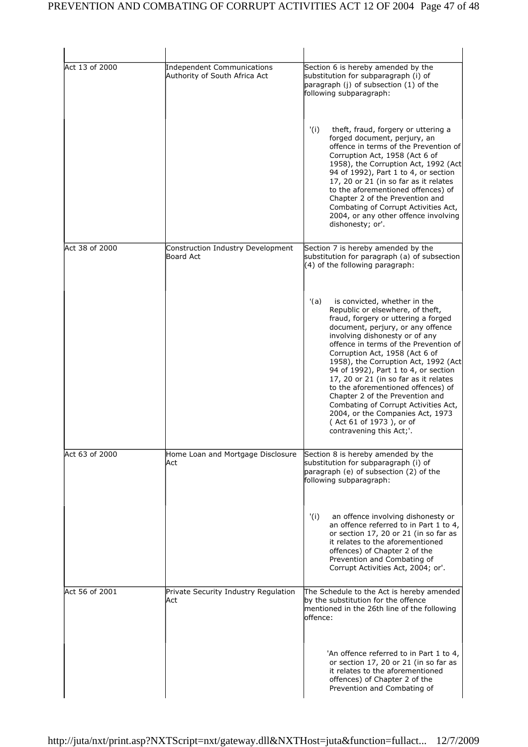| | | |
|---|---|---|
| Act 13 of 2000 | Independent Communications Authority of South Africa Act | Section 6 is hereby amended by the substitution for subparagraph (i) of paragraph (j) of subsection (1) of the following subparagraph: |
| | | '(i) theft, fraud, forgery or uttering a forged document, perjury, an offence in terms of the Prevention of Corruption Act, 1958 (Act 6 of 1958), the Corruption Act, 1992 (Act 94 of 1992), Part 1 to 4, or section 17, 20 or 21 (in so far as it relates to the aforementioned offences) of Chapter 2 of the Prevention and Combating of Corrupt Activities Act, 2004, or any other offence involving dishonesty; or'. |
| Act 38 of 2000 | Construction Industry Development Board Act | Section 7 is hereby amended by the substitution for paragraph (a) of subsection (4) of the following paragraph: |
| | | '(a) is convicted, whether in the Republic or elsewhere, of theft, fraud, forgery or uttering a forged document, perjury, or any offence involving dishonesty or of any offence in terms of the Prevention of Corruption Act, 1958 (Act 6 of 1958), the Corruption Act, 1992 (Act 94 of 1992), Part 1 to 4, or section 17, 20 or 21 (in so far as it relates to the aforementioned offences) of Chapter 2 of the Prevention and Combating of Corrupt Activities Act, 2004, or the Companies Act, 1973 ( Act 61 of 1973 ), or of contravening this Act;'. |
| Act 63 of 2000 | Home Loan and Mortgage Disclosure Act | Section 8 is hereby amended by the substitution for subparagraph (i) of paragraph (e) of subsection (2) of the following subparagraph: |
| | | '(i) an offence involving dishonesty or an offence referred to in Part 1 to 4, or section 17, 20 or 21 (in so far as it relates to the aforementioned offences) of Chapter 2 of the Prevention and Combating of Corrupt Activities Act, 2004; or'. |
| Act 56 of 2001 | Private Security Industry Regulation Act | The Schedule to the Act is hereby amended by the substitution for the offence mentioned in the 26th line of the following offence: |
| | | 'An offence referred to in Part 1 to 4, or section 17, 20 or 21 (in so far as it relates to the aforementioned offences) of Chapter 2 of the Prevention and Combating of |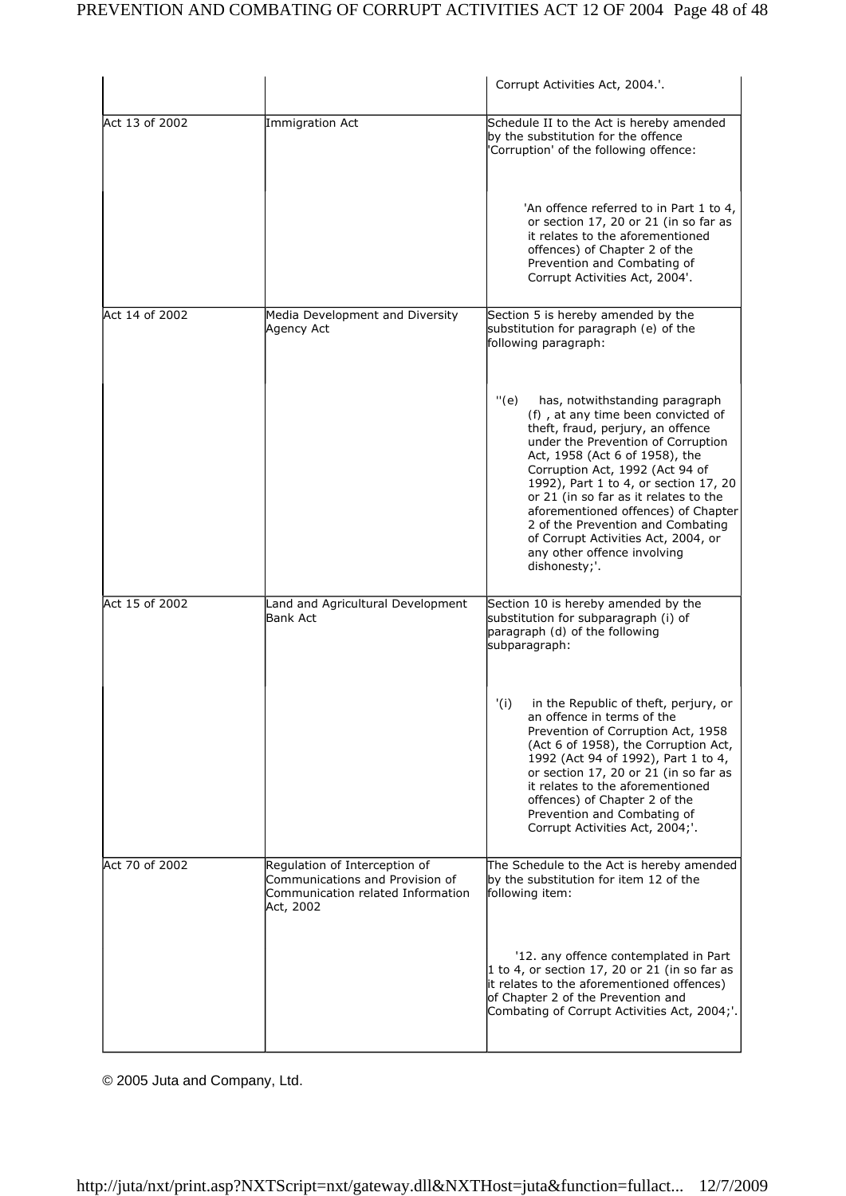| | | |
|---|---|---|
| | | Corrupt Activities Act, 2004.'. |
| Act 13 of 2002 | Immigration Act | Schedule II to the Act is hereby amended by the substitution for the offence 'Corruption' of the following offence:<br><br>'An offence referred to in Part 1 to 4, or section 17, 20 or 21 (in so far as it relates to the aforementioned offences) of Chapter 2 of the Prevention and Combating of Corrupt Activities Act, 2004'. |
| Act 14 of 2002 | Media Development and Diversity Agency Act | Section 5 is hereby amended by the substitution for paragraph (e) of the following paragraph:<br><br>''(e) has, notwithstanding paragraph (f) , at any time been convicted of theft, fraud, perjury, an offence under the Prevention of Corruption Act, 1958 (Act 6 of 1958), the Corruption Act, 1992 (Act 94 of 1992), Part 1 to 4, or section 17, 20 or 21 (in so far as it relates to the aforementioned offences) of Chapter 2 of the Prevention and Combating of Corrupt Activities Act, 2004, or any other offence involving dishonesty;'. |
| Act 15 of 2002 | Land and Agricultural Development Bank Act | Section 10 is hereby amended by the substitution for subparagraph (i) of paragraph (d) of the following subparagraph:<br><br>'(i) in the Republic of theft, perjury, or an offence in terms of the Prevention of Corruption Act, 1958 (Act 6 of 1958), the Corruption Act, 1992 (Act 94 of 1992), Part 1 to 4, or section 17, 20 or 21 (in so far as it relates to the aforementioned offences) of Chapter 2 of the Prevention and Combating of Corrupt Activities Act, 2004;'. |
| Act 70 of 2002 | Regulation of Interception of Communications and Provision of Communication related Information Act, 2002 | The Schedule to the Act is hereby amended by the substitution for item 12 of the following item:<br><br>'12. any offence contemplated in Part 1 to 4, or section 17, 20 or 21 (in so far as it relates to the aforementioned offences) of Chapter 2 of the Prevention and Combating of Corrupt Activities Act, 2004;'. |

© 2005 Juta and Company, Ltd.